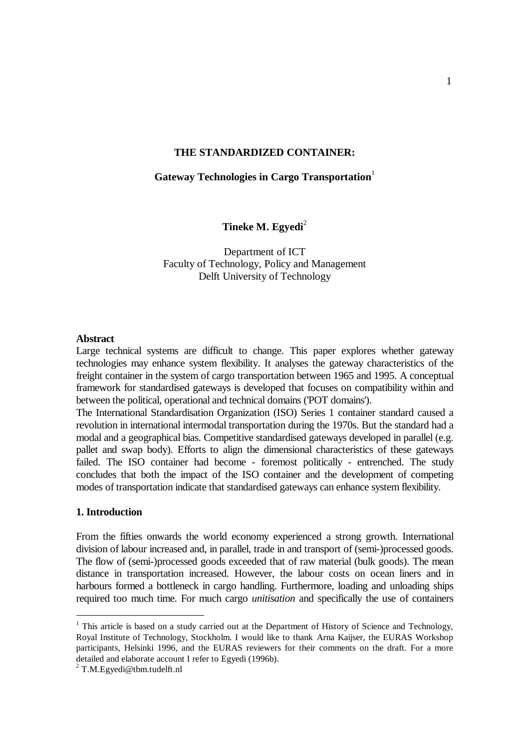# THE STANDARDIZED CONTAINER:

## Gateway Technologies in Cargo Transportation[1]

**Tineke M. Egyedi**[2]

Department of ICT
Faculty of Technology, Policy and Management
Delft University of Technology

### Abstract

Large technical systems are difficult to change. This paper explores whether gateway technologies may enhance system flexibility. It analyses the gateway characteristics of the freight container in the system of cargo transportation between 1965 and 1995. A conceptual framework for standardised gateways is developed that focuses on compatibility within and between the political, operational and technical domains ('POT domains').

The International Standardisation Organization (ISO) Series 1 container standard caused a revolution in international intermodal transportation during the 1970s. But the standard had a modal and a geographical bias. Competitive standardised gateways developed in parallel (e.g. pallet and swap body). Efforts to align the dimensional characteristics of these gateways failed. The ISO container had become - foremost politically - entrenched. The study concludes that both the impact of the ISO container and the development of competing modes of transportation indicate that standardised gateways can enhance system flexibility.

### 1. Introduction

From the fifties onwards the world economy experienced a strong growth. International division of labour increased and, in parallel, trade in and transport of (semi-)processed goods. The flow of (semi-)processed goods exceeded that of raw material (bulk goods). The mean distance in transportation increased. However, the labour costs on ocean liners and in harbours formed a bottleneck in cargo handling. Furthermore, loading and unloading ships required too much time. For much cargo *unitisation* and specifically the use of containers

---

[1] This article is based on a study carried out at the Department of History of Science and Technology, Royal Institute of Technology, Stockholm. I would like to thank Arna Kaijser, the EURAS Workshop participants, Helsinki 1996, and the EURAS reviewers for their comments on the draft. For a more detailed and elaborate account I refer to Egyedi (1996b).

[2] T.M.Egyedi@tbm.tudelft.nl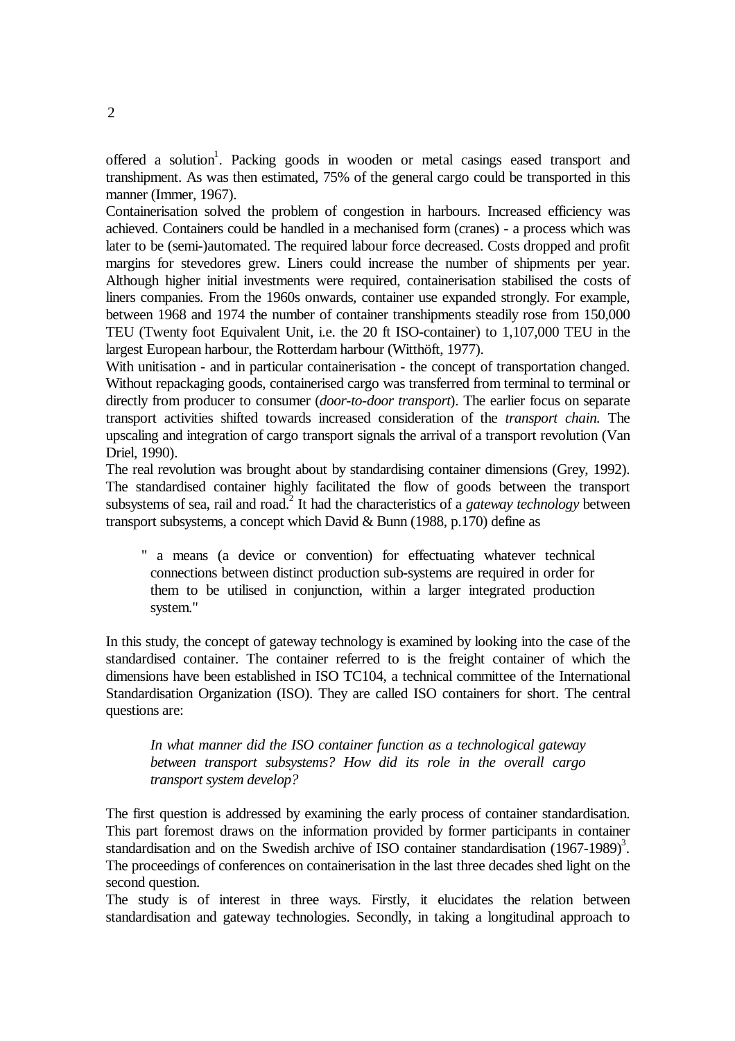offered a solution[1]. Packing goods in wooden or metal casings eased transport and transhipment. As was then estimated, 75% of the general cargo could be transported in this manner (Immer, 1967).

Containerisation solved the problem of congestion in harbours. Increased efficiency was achieved. Containers could be handled in a mechanised form (cranes) - a process which was later to be (semi-)automated. The required labour force decreased. Costs dropped and profit margins for stevedores grew. Liners could increase the number of shipments per year. Although higher initial investments were required, containerisation stabilised the costs of liners companies. From the 1960s onwards, container use expanded strongly. For example, between 1968 and 1974 the number of container transhipments steadily rose from 150,000 TEU (Twenty foot Equivalent Unit, i.e. the 20 ft ISO-container) to 1,107,000 TEU in the largest European harbour, the Rotterdam harbour (Witthöft, 1977).

With unitisation - and in particular containerisation - the concept of transportation changed. Without repackaging goods, containerised cargo was transferred from terminal to terminal or directly from producer to consumer (*door-to-door transport*). The earlier focus on separate transport activities shifted towards increased consideration of the *transport chain.* The upscaling and integration of cargo transport signals the arrival of a transport revolution (Van Driel, 1990).

The real revolution was brought about by standardising container dimensions (Grey, 1992). The standardised container highly facilitated the flow of goods between the transport subsystems of sea, rail and road.[2] It had the characteristics of a *gateway technology* between transport subsystems, a concept which David & Bunn (1988, p.170) define as

> " a means (a device or convention) for effectuating whatever technical connections between distinct production sub-systems are required in order for them to be utilised in conjunction, within a larger integrated production system."

In this study, the concept of gateway technology is examined by looking into the case of the standardised container. The container referred to is the freight container of which the dimensions have been established in ISO TC104, a technical committee of the International Standardisation Organization (ISO). They are called ISO containers for short. The central questions are:

> *In what manner did the ISO container function as a technological gateway between transport subsystems? How did its role in the overall cargo transport system develop?*

The first question is addressed by examining the early process of container standardisation. This part foremost draws on the information provided by former participants in container standardisation and on the Swedish archive of ISO container standardisation (1967-1989)[3]. The proceedings of conferences on containerisation in the last three decades shed light on the second question.

The study is of interest in three ways. Firstly, it elucidates the relation between standardisation and gateway technologies. Secondly, in taking a longitudinal approach to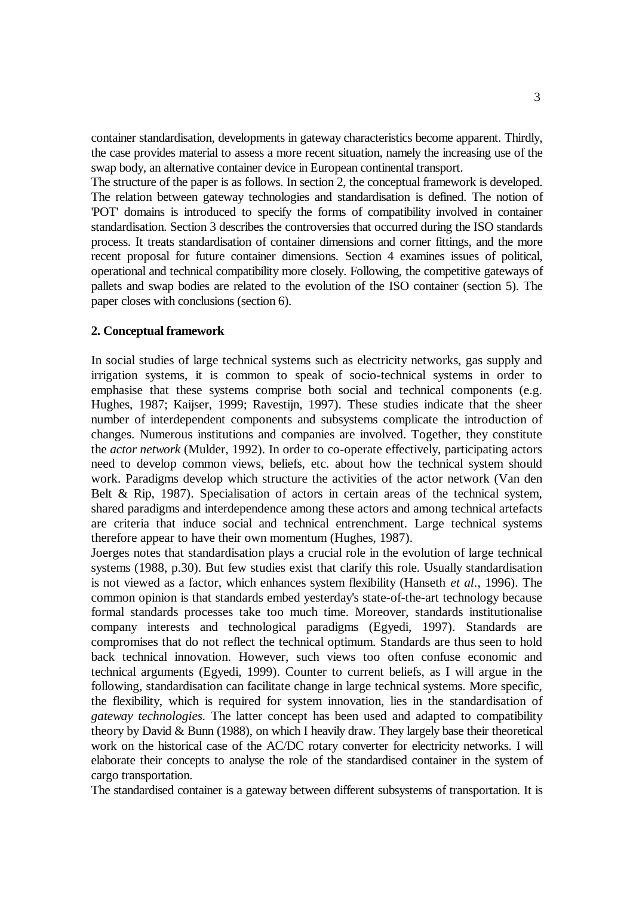container standardisation, developments in gateway characteristics become apparent. Thirdly, the case provides material to assess a more recent situation, namely the increasing use of the swap body, an alternative container device in European continental transport.

The structure of the paper is as follows. In section 2, the conceptual framework is developed. The relation between gateway technologies and standardisation is defined. The notion of 'POT' domains is introduced to specify the forms of compatibility involved in container standardisation. Section 3 describes the controversies that occurred during the ISO standards process. It treats standardisation of container dimensions and corner fittings, and the more recent proposal for future container dimensions. Section 4 examines issues of political, operational and technical compatibility more closely. Following, the competitive gateways of pallets and swap bodies are related to the evolution of the ISO container (section 5). The paper closes with conclusions (section 6).

## 2. Conceptual framework

In social studies of large technical systems such as electricity networks, gas supply and irrigation systems, it is common to speak of socio-technical systems in order to emphasise that these systems comprise both social and technical components (e.g. Hughes, 1987; Kaijser, 1999; Ravestijn, 1997). These studies indicate that the sheer number of interdependent components and subsystems complicate the introduction of changes. Numerous institutions and companies are involved. Together, they constitute the *actor network* (Mulder, 1992). In order to co-operate effectively, participating actors need to develop common views, beliefs, etc. about how the technical system should work. Paradigms develop which structure the activities of the actor network (Van den Belt & Rip, 1987). Specialisation of actors in certain areas of the technical system, shared paradigms and interdependence among these actors and among technical artefacts are criteria that induce social and technical entrenchment. Large technical systems therefore appear to have their own momentum (Hughes, 1987).

Joerges notes that standardisation plays a crucial role in the evolution of large technical systems (1988, p.30). But few studies exist that clarify this role. Usually standardisation is not viewed as a factor, which enhances system flexibility (Hanseth *et al*., 1996). The common opinion is that standards embed yesterday's state-of-the-art technology because formal standards processes take too much time. Moreover, standards institutionalise company interests and technological paradigms (Egyedi, 1997). Standards are compromises that do not reflect the technical optimum. Standards are thus seen to hold back technical innovation. However, such views too often confuse economic and technical arguments (Egyedi, 1999). Counter to current beliefs, as I will argue in the following, standardisation can facilitate change in large technical systems. More specific, the flexibility, which is required for system innovation, lies in the standardisation of *gateway technologies.* The latter concept has been used and adapted to compatibility theory by David & Bunn (1988), on which I heavily draw. They largely base their theoretical work on the historical case of the AC/DC rotary converter for electricity networks. I will elaborate their concepts to analyse the role of the standardised container in the system of cargo transportation.

The standardised container is a gateway between different subsystems of transportation. It is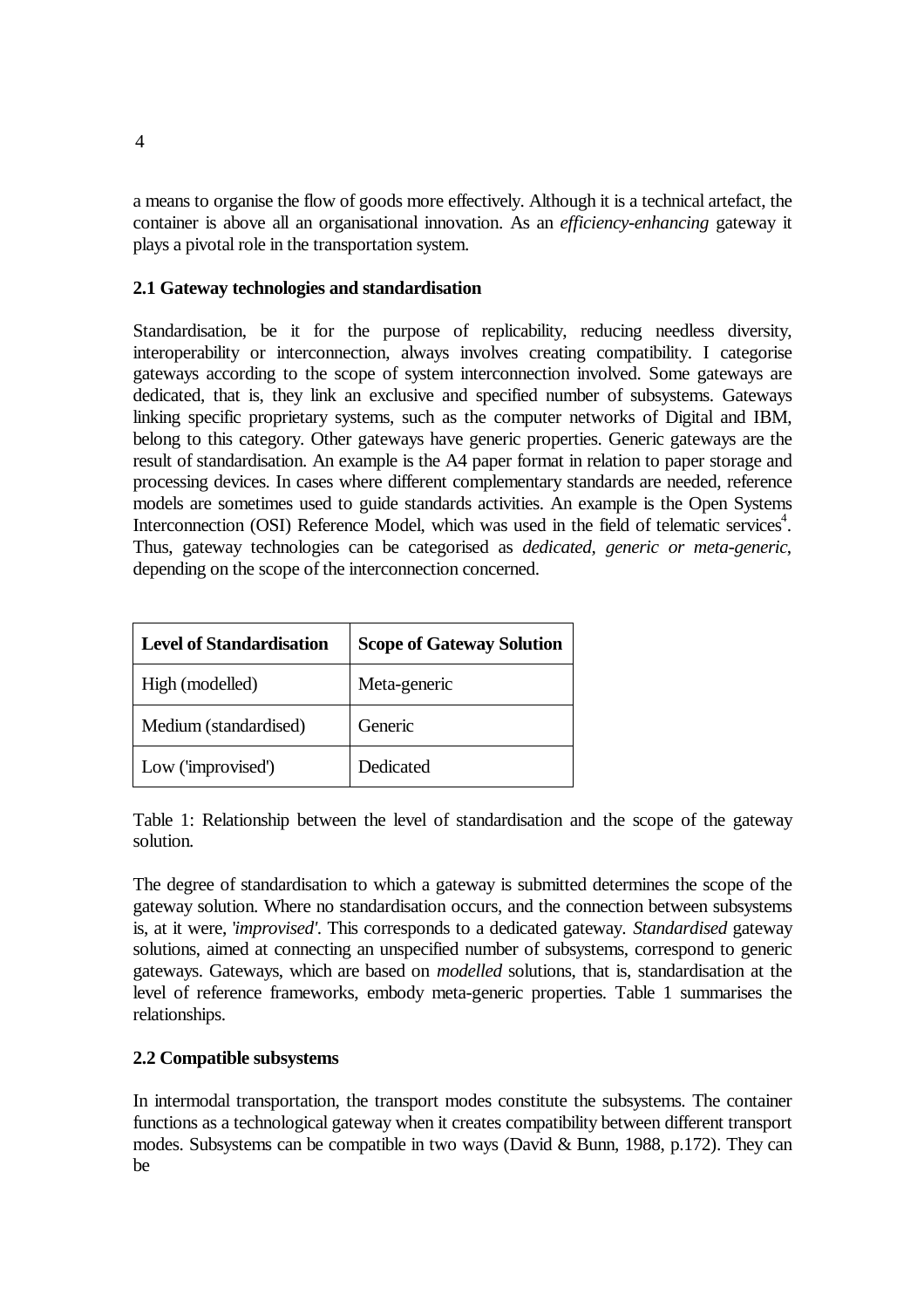a means to organise the flow of goods more effectively. Although it is a technical artefact, the container is above all an organisational innovation. As an *efficiency-enhancing* gateway it plays a pivotal role in the transportation system.

### 2.1 Gateway technologies and standardisation

Standardisation, be it for the purpose of replicability, reducing needless diversity, interoperability or interconnection, always involves creating compatibility. I categorise gateways according to the scope of system interconnection involved. Some gateways are dedicated, that is, they link an exclusive and specified number of subsystems. Gateways linking specific proprietary systems, such as the computer networks of Digital and IBM, belong to this category. Other gateways have generic properties. Generic gateways are the result of standardisation. An example is the A4 paper format in relation to paper storage and processing devices. In cases where different complementary standards are needed, reference models are sometimes used to guide standards activities. An example is the Open Systems Interconnection (OSI) Reference Model, which was used in the field of telematic services[4]. Thus, gateway technologies can be categorised as *dedicated, generic or meta-generic*, depending on the scope of the interconnection concerned.

| Level of Standardisation | Scope of Gateway Solution |
|---|---|
| High (modelled) | Meta-generic |
| Medium (standardised) | Generic |
| Low ('improvised') | Dedicated |

Table 1: Relationship between the level of standardisation and the scope of the gateway solution.

The degree of standardisation to which a gateway is submitted determines the scope of the gateway solution. Where no standardisation occurs, and the connection between subsystems is, at it were, '*improvised*'. This corresponds to a dedicated gateway. *Standardised* gateway solutions, aimed at connecting an unspecified number of subsystems, correspond to generic gateways. Gateways, which are based on *modelled* solutions, that is, standardisation at the level of reference frameworks, embody meta-generic properties. Table 1 summarises the relationships.

### 2.2 Compatible subsystems

In intermodal transportation, the transport modes constitute the subsystems. The container functions as a technological gateway when it creates compatibility between different transport modes. Subsystems can be compatible in two ways (David & Bunn, 1988, p.172). They can be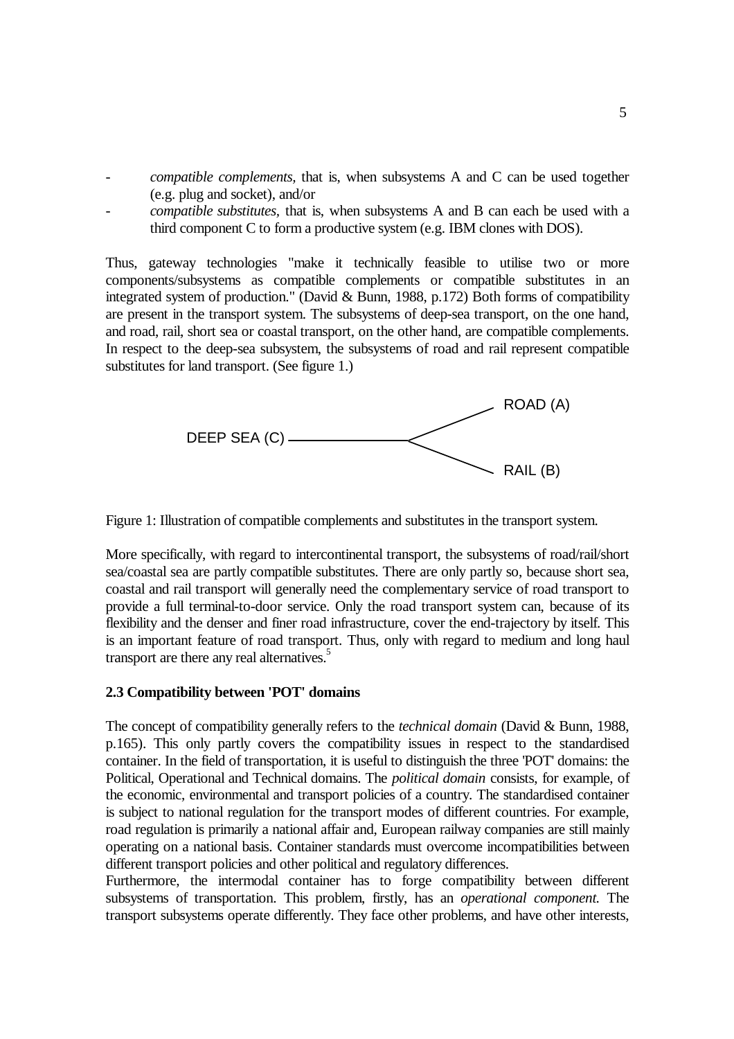- *compatible complements,* that is, when subsystems A and C can be used together (e.g. plug and socket), and/or
- *compatible substitutes,* that is, when subsystems A and B can each be used with a third component C to form a productive system (e.g. IBM clones with DOS).

Thus, gateway technologies "make it technically feasible to utilise two or more components/subsystems as compatible complements or compatible substitutes in an integrated system of production." (David & Bunn, 1988, p.172) Both forms of compatibility are present in the transport system. The subsystems of deep-sea transport, on the one hand, and road, rail, short sea or coastal transport, on the other hand, are compatible complements. In respect to the deep-sea subsystem, the subsystems of road and rail represent compatible substitutes for land transport. (See figure 1.)

```
                                   ROAD (A)
DEEP SEA (C) ————————————<
                                   RAIL (B)
```

Figure 1: Illustration of compatible complements and substitutes in the transport system.

More specifically, with regard to intercontinental transport, the subsystems of road/rail/short sea/coastal sea are partly compatible substitutes. There are only partly so, because short sea, coastal and rail transport will generally need the complementary service of road transport to provide a full terminal-to-door service. Only the road transport system can, because of its flexibility and the denser and finer road infrastructure, cover the end-trajectory by itself. This is an important feature of road transport. Thus, only with regard to medium and long haul transport are there any real alternatives.[5]

**2.3 Compatibility between 'POT' domains**

The concept of compatibility generally refers to the *technical domain* (David & Bunn, 1988, p.165). This only partly covers the compatibility issues in respect to the standardised container. In the field of transportation, it is useful to distinguish the three 'POT' domains: the Political, Operational and Technical domains. The *political domain* consists, for example, of the economic, environmental and transport policies of a country. The standardised container is subject to national regulation for the transport modes of different countries. For example, road regulation is primarily a national affair and, European railway companies are still mainly operating on a national basis. Container standards must overcome incompatibilities between different transport policies and other political and regulatory differences.

Furthermore, the intermodal container has to forge compatibility between different subsystems of transportation. This problem, firstly, has an *operational component.* The transport subsystems operate differently. They face other problems, and have other interests,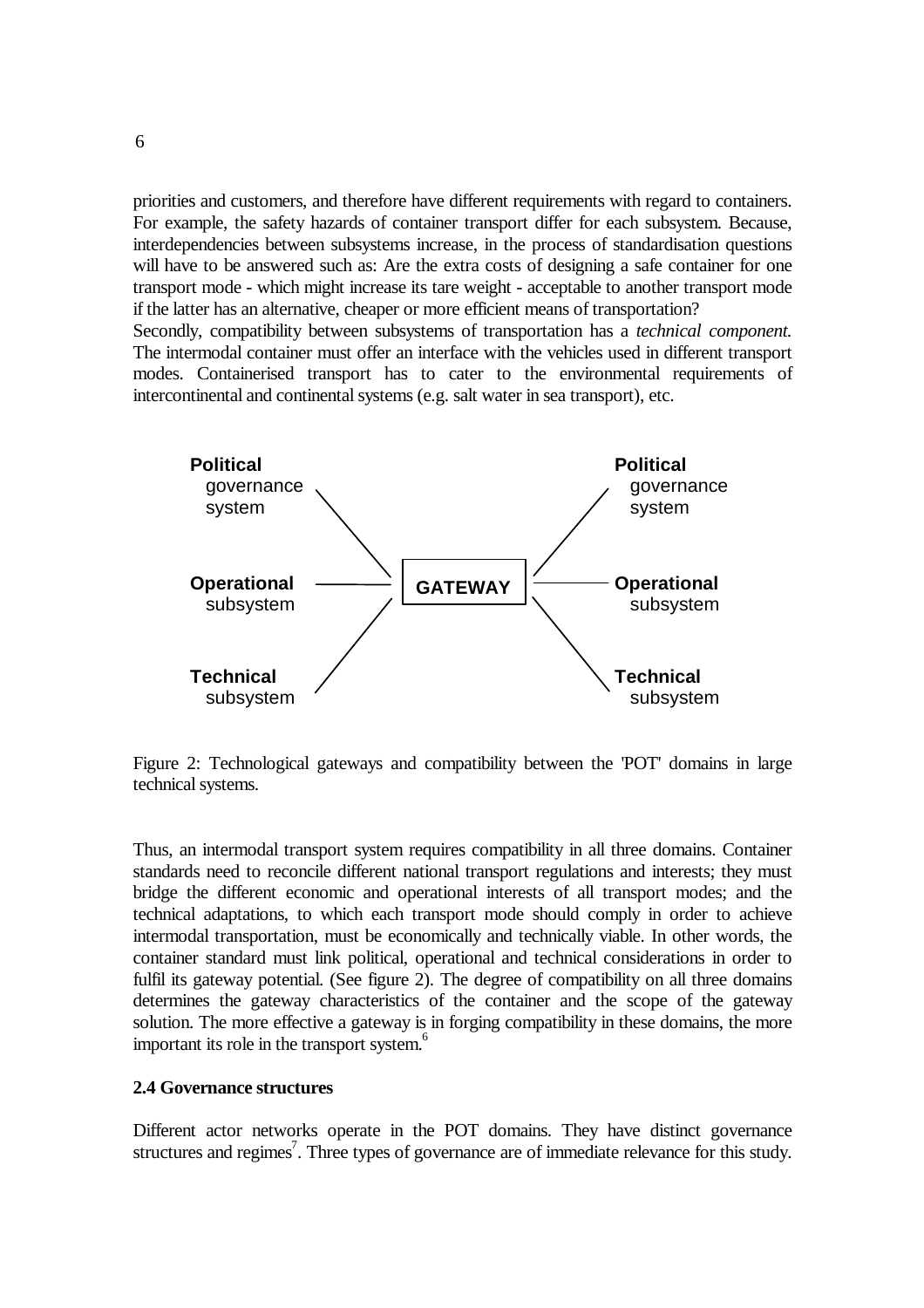priorities and customers, and therefore have different requirements with regard to containers. For example, the safety hazards of container transport differ for each subsystem. Because, interdependencies between subsystems increase, in the process of standardisation questions will have to be answered such as: Are the extra costs of designing a safe container for one transport mode - which might increase its tare weight - acceptable to another transport mode if the latter has an alternative, cheaper or more efficient means of transportation?
Secondly, compatibility between subsystems of transportation has a *technical component.* The intermodal container must offer an interface with the vehicles used in different transport modes. Containerised transport has to cater to the environmental requirements of intercontinental and continental systems (e.g. salt water in sea transport), etc.

**Political** governance system — **Operational** subsystem — **Technical** subsystem — **GATEWAY** — **Political** governance system — **Operational** subsystem — **Technical** subsystem

Figure 2: Technological gateways and compatibility between the 'POT' domains in large technical systems.

Thus, an intermodal transport system requires compatibility in all three domains. Container standards need to reconcile different national transport regulations and interests; they must bridge the different economic and operational interests of all transport modes; and the technical adaptations, to which each transport mode should comply in order to achieve intermodal transportation, must be economically and technically viable. In other words, the container standard must link political, operational and technical considerations in order to fulfil its gateway potential. (See figure 2). The degree of compatibility on all three domains determines the gateway characteristics of the container and the scope of the gateway solution. The more effective a gateway is in forging compatibility in these domains, the more important its role in the transport system.[6]

### 2.4 Governance structures

Different actor networks operate in the POT domains. They have distinct governance structures and regimes[7]. Three types of governance are of immediate relevance for this study.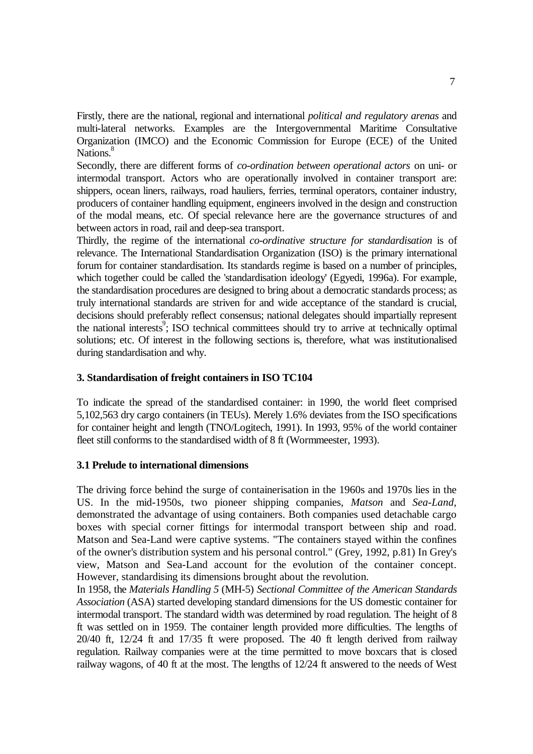Firstly, there are the national, regional and international *political and regulatory arenas* and multi-lateral networks. Examples are the Intergovernmental Maritime Consultative Organization (IMCO) and the Economic Commission for Europe (ECE) of the United Nations.[8]

Secondly, there are different forms of *co-ordination between operational actors* on uni- or intermodal transport. Actors who are operationally involved in container transport are: shippers, ocean liners, railways, road hauliers, ferries, terminal operators, container industry, producers of container handling equipment, engineers involved in the design and construction of the modal means, etc. Of special relevance here are the governance structures of and between actors in road, rail and deep-sea transport.

Thirdly, the regime of the international *co-ordinative structure for standardisation* is of relevance. The International Standardisation Organization (ISO) is the primary international forum for container standardisation. Its standards regime is based on a number of principles, which together could be called the 'standardisation ideology' (Egyedi, 1996a). For example, the standardisation procedures are designed to bring about a democratic standards process; as truly international standards are striven for and wide acceptance of the standard is crucial, decisions should preferably reflect consensus; national delegates should impartially represent the national interests[9]; ISO technical committees should try to arrive at technically optimal solutions; etc. Of interest in the following sections is, therefore, what was institutionalised during standardisation and why.

## 3. Standardisation of freight containers in ISO TC104

To indicate the spread of the standardised container: in 1990, the world fleet comprised 5,102,563 dry cargo containers (in TEUs). Merely 1.6% deviates from the ISO specifications for container height and length (TNO/Logitech, 1991). In 1993, 95% of the world container fleet still conforms to the standardised width of 8 ft (Wormmeester, 1993).

### 3.1 Prelude to international dimensions

The driving force behind the surge of containerisation in the 1960s and 1970s lies in the US. In the mid-1950s, two pioneer shipping companies, *Matson* and *Sea-Land*, demonstrated the advantage of using containers. Both companies used detachable cargo boxes with special corner fittings for intermodal transport between ship and road. Matson and Sea-Land were captive systems. "The containers stayed within the confines of the owner's distribution system and his personal control." (Grey, 1992, p.81) In Grey's view, Matson and Sea-Land account for the evolution of the container concept. However, standardising its dimensions brought about the revolution.

In 1958, the *Materials Handling 5* (MH-5) *Sectional Committee of the American Standards Association* (ASA) started developing standard dimensions for the US domestic container for intermodal transport. The standard width was determined by road regulation. The height of 8 ft was settled on in 1959. The container length provided more difficulties. The lengths of 20/40 ft, 12/24 ft and 17/35 ft were proposed. The 40 ft length derived from railway regulation. Railway companies were at the time permitted to move boxcars that is closed railway wagons, of 40 ft at the most. The lengths of 12/24 ft answered to the needs of West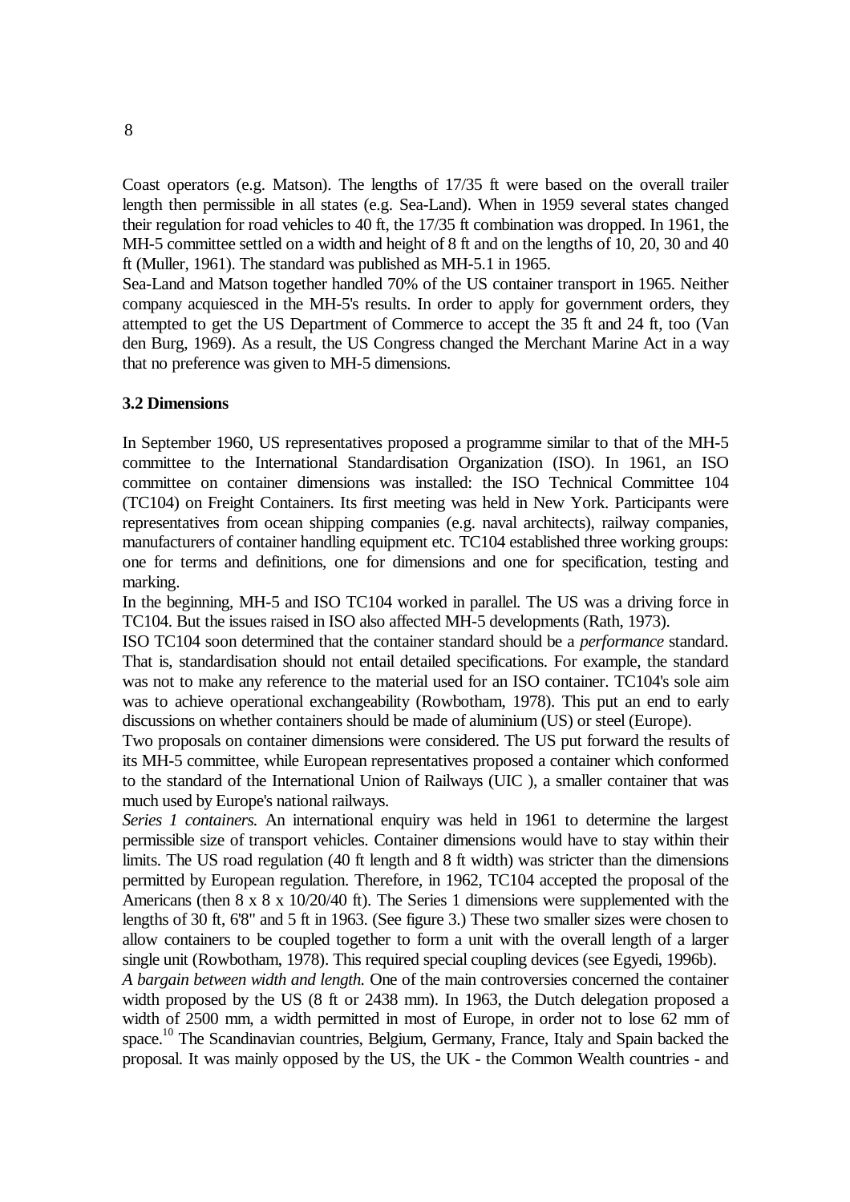Coast operators (e.g. Matson). The lengths of 17/35 ft were based on the overall trailer length then permissible in all states (e.g. Sea-Land). When in 1959 several states changed their regulation for road vehicles to 40 ft, the 17/35 ft combination was dropped. In 1961, the MH-5 committee settled on a width and height of 8 ft and on the lengths of 10, 20, 30 and 40 ft (Muller, 1961). The standard was published as MH-5.1 in 1965.

Sea-Land and Matson together handled 70% of the US container transport in 1965. Neither company acquiesced in the MH-5's results. In order to apply for government orders, they attempted to get the US Department of Commerce to accept the 35 ft and 24 ft, too (Van den Burg, 1969). As a result, the US Congress changed the Merchant Marine Act in a way that no preference was given to MH-5 dimensions.

### 3.2 Dimensions

In September 1960, US representatives proposed a programme similar to that of the MH-5 committee to the International Standardisation Organization (ISO). In 1961, an ISO committee on container dimensions was installed: the ISO Technical Committee 104 (TC104) on Freight Containers. Its first meeting was held in New York. Participants were representatives from ocean shipping companies (e.g. naval architects), railway companies, manufacturers of container handling equipment etc. TC104 established three working groups: one for terms and definitions, one for dimensions and one for specification, testing and marking.

In the beginning, MH-5 and ISO TC104 worked in parallel. The US was a driving force in TC104. But the issues raised in ISO also affected MH-5 developments (Rath, 1973).

ISO TC104 soon determined that the container standard should be a *performance* standard. That is, standardisation should not entail detailed specifications. For example, the standard was not to make any reference to the material used for an ISO container. TC104's sole aim was to achieve operational exchangeability (Rowbotham, 1978). This put an end to early discussions on whether containers should be made of aluminium (US) or steel (Europe).

Two proposals on container dimensions were considered. The US put forward the results of its MH-5 committee, while European representatives proposed a container which conformed to the standard of the International Union of Railways (UIC ), a smaller container that was much used by Europe's national railways.

*Series 1 containers.* An international enquiry was held in 1961 to determine the largest permissible size of transport vehicles. Container dimensions would have to stay within their limits. The US road regulation (40 ft length and 8 ft width) was stricter than the dimensions permitted by European regulation. Therefore, in 1962, TC104 accepted the proposal of the Americans (then 8 x 8 x 10/20/40 ft). The Series 1 dimensions were supplemented with the lengths of 30 ft, 6'8" and 5 ft in 1963. (See figure 3.) These two smaller sizes were chosen to allow containers to be coupled together to form a unit with the overall length of a larger single unit (Rowbotham, 1978). This required special coupling devices (see Egyedi, 1996b).

*A bargain between width and length.* One of the main controversies concerned the container width proposed by the US (8 ft or 2438 mm). In 1963, the Dutch delegation proposed a width of 2500 mm, a width permitted in most of Europe, in order not to lose 62 mm of space.[10] The Scandinavian countries, Belgium, Germany, France, Italy and Spain backed the proposal. It was mainly opposed by the US, the UK - the Common Wealth countries - and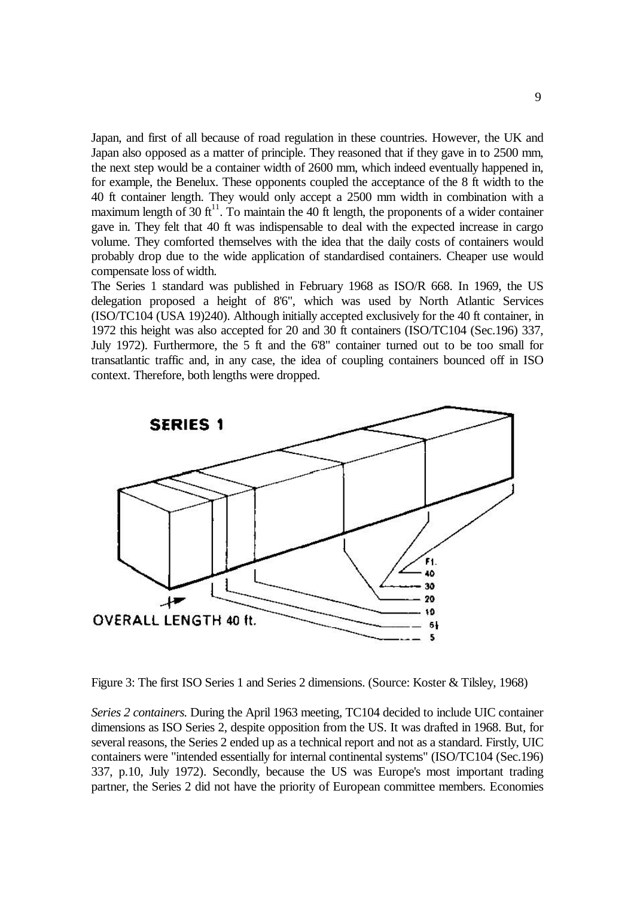Japan, and first of all because of road regulation in these countries. However, the UK and Japan also opposed as a matter of principle. They reasoned that if they gave in to 2500 mm, the next step would be a container width of 2600 mm, which indeed eventually happened in, for example, the Benelux. These opponents coupled the acceptance of the 8 ft width to the 40 ft container length. They would only accept a 2500 mm width in combination with a maximum length of 30 ft[11]. To maintain the 40 ft length, the proponents of a wider container gave in. They felt that 40 ft was indispensable to deal with the expected increase in cargo volume. They comforted themselves with the idea that the daily costs of containers would probably drop due to the wide application of standardised containers. Cheaper use would compensate loss of width.

The Series 1 standard was published in February 1968 as ISO/R 668. In 1969, the US delegation proposed a height of 8'6", which was used by North Atlantic Services (ISO/TC104 (USA 19)240). Although initially accepted exclusively for the 40 ft container, in 1972 this height was also accepted for 20 and 30 ft containers (ISO/TC104 (Sec.196) 337, July 1972). Furthermore, the 5 ft and the 6'8" container turned out to be too small for transatlantic traffic and, in any case, the idea of coupling containers bounced off in ISO context. Therefore, both lengths were dropped.

Figure 3: The first ISO Series 1 and Series 2 dimensions. (Source: Koster & Tilsley, 1968)

*Series 2 containers.* During the April 1963 meeting, TC104 decided to include UIC container dimensions as ISO Series 2, despite opposition from the US. It was drafted in 1968. But, for several reasons, the Series 2 ended up as a technical report and not as a standard. Firstly, UIC containers were "intended essentially for internal continental systems" (ISO/TC104 (Sec.196) 337, p.10, July 1972). Secondly, because the US was Europe's most important trading partner, the Series 2 did not have the priority of European committee members. Economies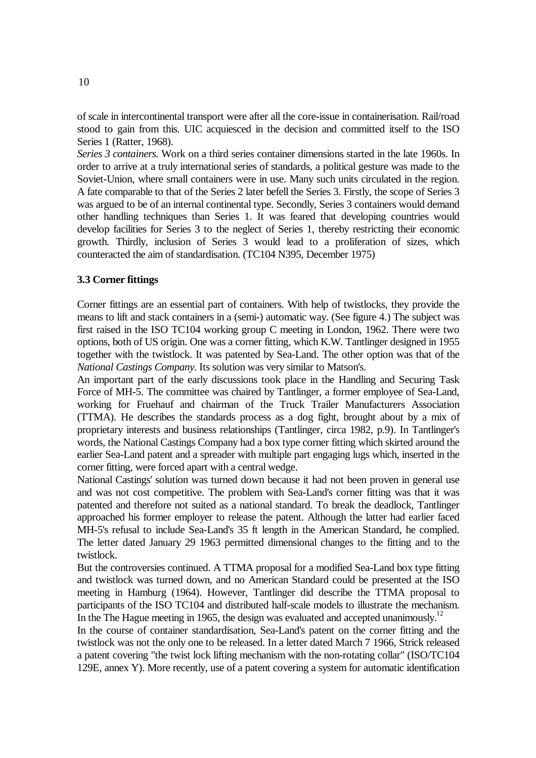of scale in intercontinental transport were after all the core-issue in containerisation. Rail/road stood to gain from this. UIC acquiesced in the decision and committed itself to the ISO Series 1 (Ratter, 1968).

*Series 3 containers.* Work on a third series container dimensions started in the late 1960s. In order to arrive at a truly international series of standards, a political gesture was made to the Soviet-Union, where small containers were in use. Many such units circulated in the region. A fate comparable to that of the Series 2 later befell the Series 3. Firstly, the scope of Series 3 was argued to be of an internal continental type. Secondly, Series 3 containers would demand other handling techniques than Series 1. It was feared that developing countries would develop facilities for Series 3 to the neglect of Series 1, thereby restricting their economic growth. Thirdly, inclusion of Series 3 would lead to a proliferation of sizes, which counteracted the aim of standardisation. (TC104 N395, December 1975)

### 3.3 Corner fittings

Corner fittings are an essential part of containers. With help of twistlocks, they provide the means to lift and stack containers in a (semi-) automatic way. (See figure 4.) The subject was first raised in the ISO TC104 working group C meeting in London, 1962. There were two options, both of US origin. One was a corner fitting, which K.W. Tantlinger designed in 1955 together with the twistlock. It was patented by Sea-Land. The other option was that of the *National Castings Company*. Its solution was very similar to Matson's.

An important part of the early discussions took place in the Handling and Securing Task Force of MH-5. The committee was chaired by Tantlinger, a former employee of Sea-Land, working for Fruehauf and chairman of the Truck Trailer Manufacturers Association (TTMA). He describes the standards process as a dog fight, brought about by a mix of proprietary interests and business relationships (Tantlinger, circa 1982, p.9). In Tantlinger's words, the National Castings Company had a box type corner fitting which skirted around the earlier Sea-Land patent and a spreader with multiple part engaging lugs which, inserted in the corner fitting, were forced apart with a central wedge.

National Castings' solution was turned down because it had not been proven in general use and was not cost competitive. The problem with Sea-Land's corner fitting was that it was patented and therefore not suited as a national standard. To break the deadlock, Tantlinger approached his former employer to release the patent. Although the latter had earlier faced MH-5's refusal to include Sea-Land's 35 ft length in the American Standard, he complied. The letter dated January 29 1963 permitted dimensional changes to the fitting and to the twistlock.

But the controversies continued. A TTMA proposal for a modified Sea-Land box type fitting and twistlock was turned down, and no American Standard could be presented at the ISO meeting in Hamburg (1964). However, Tantlinger did describe the TTMA proposal to participants of the ISO TC104 and distributed half-scale models to illustrate the mechanism. In the The Hague meeting in 1965, the design was evaluated and accepted unanimously.[12]

In the course of container standardisation, Sea-Land's patent on the corner fitting and the twistlock was not the only one to be released. In a letter dated March 7 1966, Strick released a patent covering "the twist lock lifting mechanism with the non-rotating collar" (ISO/TC104 129E, annex Y). More recently, use of a patent covering a system for automatic identification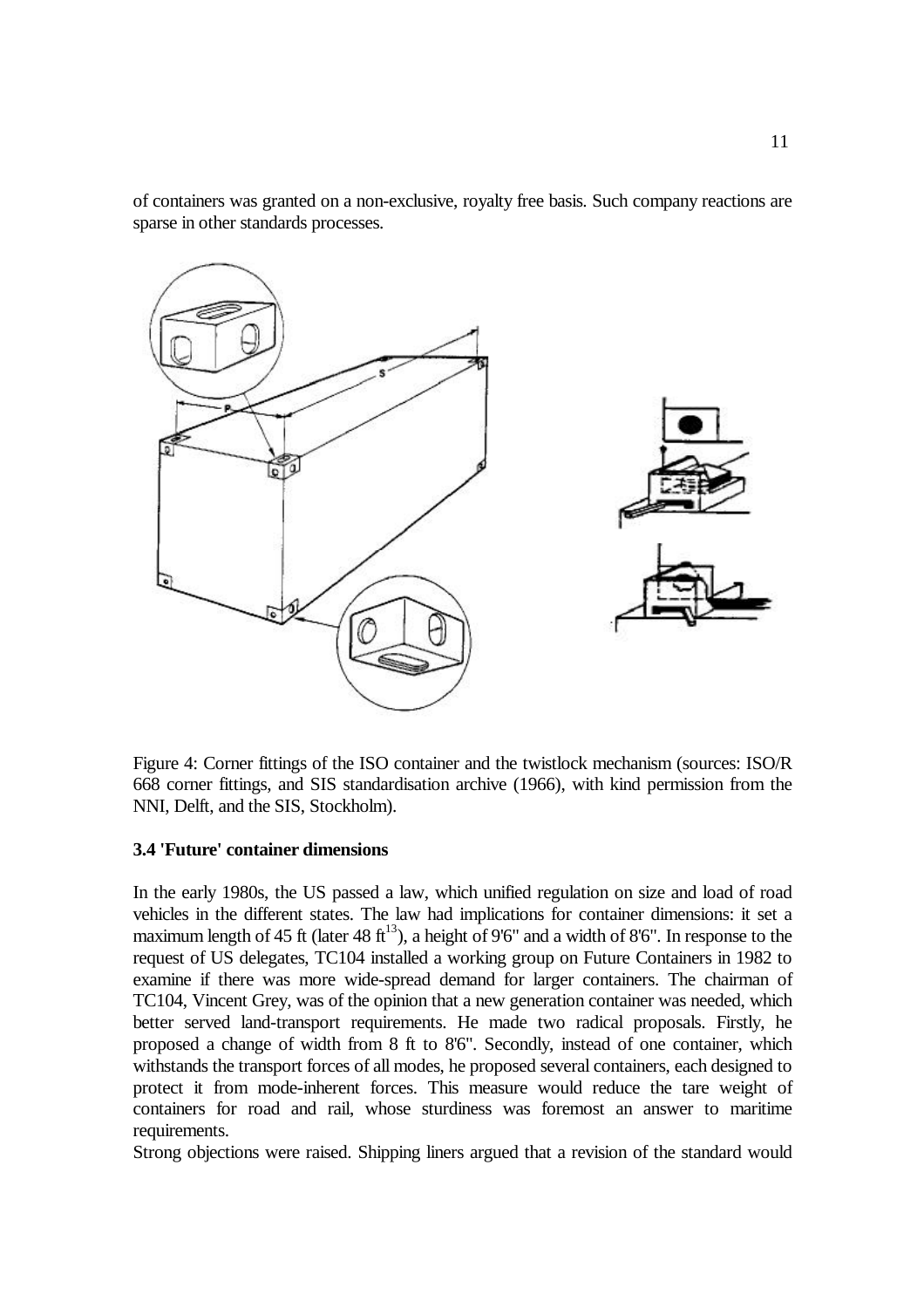of containers was granted on a non-exclusive, royalty free basis. Such company reactions are sparse in other standards processes.

Figure 4: Corner fittings of the ISO container and the twistlock mechanism (sources: ISO/R 668 corner fittings, and SIS standardisation archive (1966), with kind permission from the NNI, Delft, and the SIS, Stockholm).

### 3.4 'Future' container dimensions

In the early 1980s, the US passed a law, which unified regulation on size and load of road vehicles in the different states. The law had implications for container dimensions: it set a maximum length of 45 ft (later 48 ft[13]), a height of 9'6" and a width of 8'6". In response to the request of US delegates, TC104 installed a working group on Future Containers in 1982 to examine if there was more wide-spread demand for larger containers. The chairman of TC104, Vincent Grey, was of the opinion that a new generation container was needed, which better served land-transport requirements. He made two radical proposals. Firstly, he proposed a change of width from 8 ft to 8'6". Secondly, instead of one container, which withstands the transport forces of all modes, he proposed several containers, each designed to protect it from mode-inherent forces. This measure would reduce the tare weight of containers for road and rail, whose sturdiness was foremost an answer to maritime requirements.

Strong objections were raised. Shipping liners argued that a revision of the standard would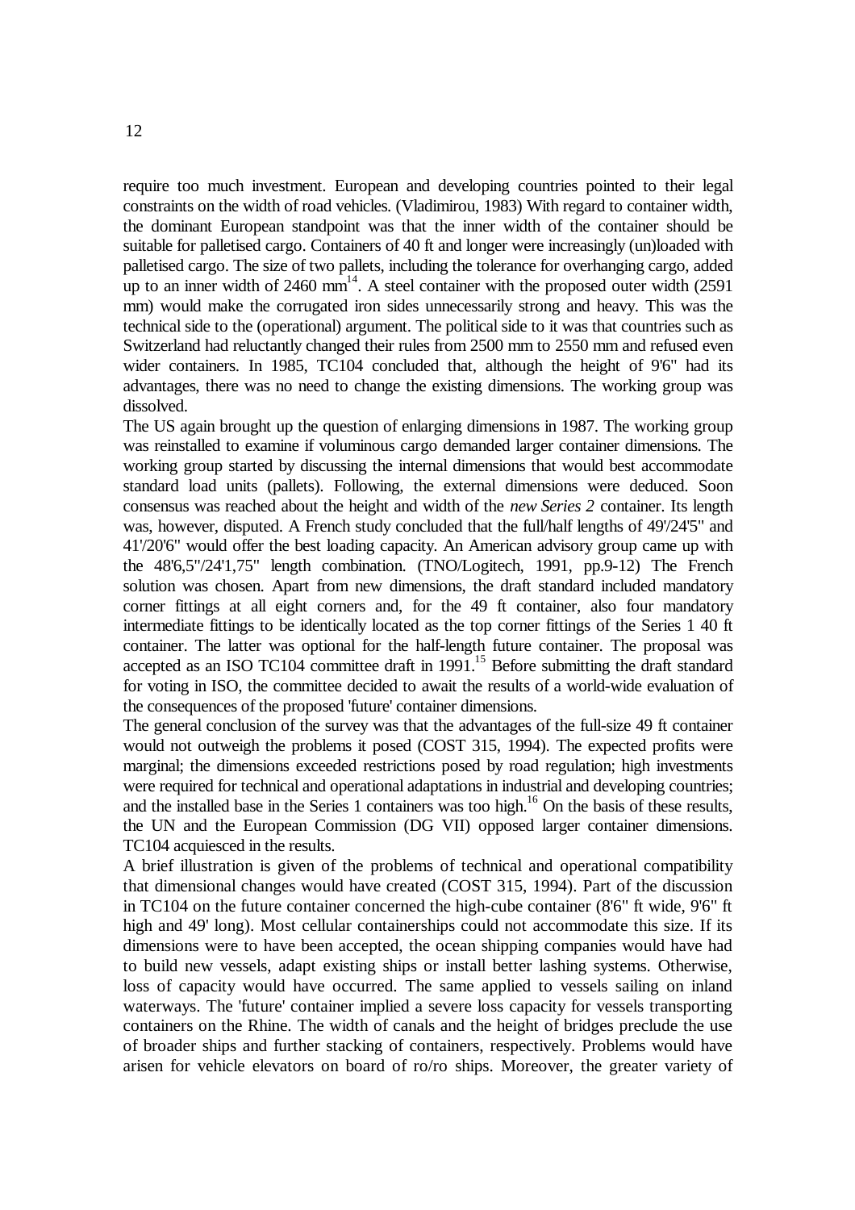require too much investment. European and developing countries pointed to their legal constraints on the width of road vehicles. (Vladimirou, 1983) With regard to container width, the dominant European standpoint was that the inner width of the container should be suitable for palletised cargo. Containers of 40 ft and longer were increasingly (un)loaded with palletised cargo. The size of two pallets, including the tolerance for overhanging cargo, added up to an inner width of 2460 mm[14]. A steel container with the proposed outer width (2591 mm) would make the corrugated iron sides unnecessarily strong and heavy. This was the technical side to the (operational) argument. The political side to it was that countries such as Switzerland had reluctantly changed their rules from 2500 mm to 2550 mm and refused even wider containers. In 1985, TC104 concluded that, although the height of 9'6" had its advantages, there was no need to change the existing dimensions. The working group was dissolved.

The US again brought up the question of enlarging dimensions in 1987. The working group was reinstalled to examine if voluminous cargo demanded larger container dimensions. The working group started by discussing the internal dimensions that would best accommodate standard load units (pallets). Following, the external dimensions were deduced. Soon consensus was reached about the height and width of the *new Series 2* container. Its length was, however, disputed. A French study concluded that the full/half lengths of 49'/24'5" and 41'/20'6" would offer the best loading capacity. An American advisory group came up with the 48'6,5"/24'1,75" length combination. (TNO/Logitech, 1991, pp.9-12) The French solution was chosen. Apart from new dimensions, the draft standard included mandatory corner fittings at all eight corners and, for the 49 ft container, also four mandatory intermediate fittings to be identically located as the top corner fittings of the Series 1 40 ft container. The latter was optional for the half-length future container. The proposal was accepted as an ISO TC104 committee draft in 1991.[15] Before submitting the draft standard for voting in ISO, the committee decided to await the results of a world-wide evaluation of the consequences of the proposed 'future' container dimensions.

The general conclusion of the survey was that the advantages of the full-size 49 ft container would not outweigh the problems it posed (COST 315, 1994). The expected profits were marginal; the dimensions exceeded restrictions posed by road regulation; high investments were required for technical and operational adaptations in industrial and developing countries; and the installed base in the Series 1 containers was too high.[16] On the basis of these results, the UN and the European Commission (DG VII) opposed larger container dimensions. TC104 acquiesced in the results.

A brief illustration is given of the problems of technical and operational compatibility that dimensional changes would have created (COST 315, 1994). Part of the discussion in TC104 on the future container concerned the high-cube container (8'6" ft wide, 9'6" ft high and 49' long). Most cellular containerships could not accommodate this size. If its dimensions were to have been accepted, the ocean shipping companies would have had to build new vessels, adapt existing ships or install better lashing systems. Otherwise, loss of capacity would have occurred. The same applied to vessels sailing on inland waterways. The 'future' container implied a severe loss capacity for vessels transporting containers on the Rhine. The width of canals and the height of bridges preclude the use of broader ships and further stacking of containers, respectively. Problems would have arisen for vehicle elevators on board of ro/ro ships. Moreover, the greater variety of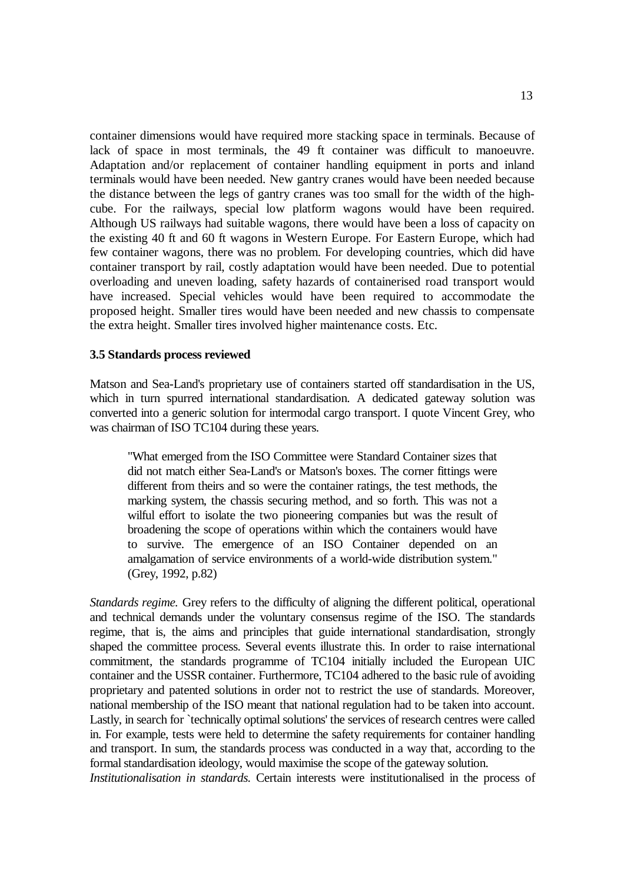container dimensions would have required more stacking space in terminals. Because of lack of space in most terminals, the 49 ft container was difficult to manoeuvre. Adaptation and/or replacement of container handling equipment in ports and inland terminals would have been needed. New gantry cranes would have been needed because the distance between the legs of gantry cranes was too small for the width of the high-cube. For the railways, special low platform wagons would have been required. Although US railways had suitable wagons, there would have been a loss of capacity on the existing 40 ft and 60 ft wagons in Western Europe. For Eastern Europe, which had few container wagons, there was no problem. For developing countries, which did have container transport by rail, costly adaptation would have been needed. Due to potential overloading and uneven loading, safety hazards of containerised road transport would have increased. Special vehicles would have been required to accommodate the proposed height. Smaller tires would have been needed and new chassis to compensate the extra height. Smaller tires involved higher maintenance costs. Etc.

### 3.5 Standards process reviewed

Matson and Sea-Land's proprietary use of containers started off standardisation in the US, which in turn spurred international standardisation. A dedicated gateway solution was converted into a generic solution for intermodal cargo transport. I quote Vincent Grey, who was chairman of ISO TC104 during these years.

> "What emerged from the ISO Committee were Standard Container sizes that did not match either Sea-Land's or Matson's boxes. The corner fittings were different from theirs and so were the container ratings, the test methods, the marking system, the chassis securing method, and so forth. This was not a wilful effort to isolate the two pioneering companies but was the result of broadening the scope of operations within which the containers would have to survive. The emergence of an ISO Container depended on an amalgamation of service environments of a world-wide distribution system." (Grey, 1992, p.82)

*Standards regime.* Grey refers to the difficulty of aligning the different political, operational and technical demands under the voluntary consensus regime of the ISO. The standards regime, that is, the aims and principles that guide international standardisation, strongly shaped the committee process. Several events illustrate this. In order to raise international commitment, the standards programme of TC104 initially included the European UIC container and the USSR container. Furthermore, TC104 adhered to the basic rule of avoiding proprietary and patented solutions in order not to restrict the use of standards. Moreover, national membership of the ISO meant that national regulation had to be taken into account. Lastly, in search for `technically optimal solutions' the services of research centres were called in. For example, tests were held to determine the safety requirements for container handling and transport. In sum, the standards process was conducted in a way that, according to the formal standardisation ideology, would maximise the scope of the gateway solution.

*Institutionalisation in standards.* Certain interests were institutionalised in the process of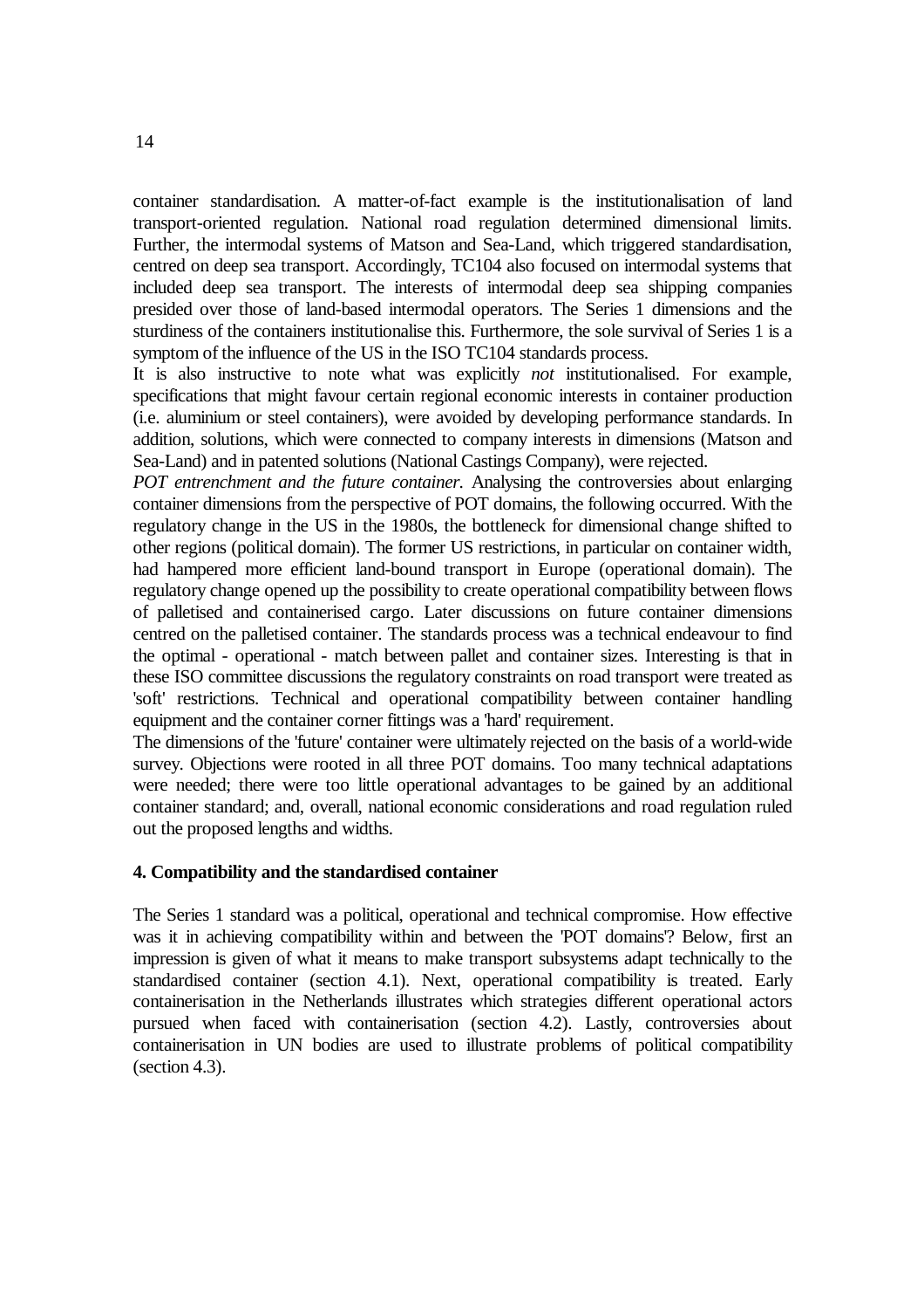container standardisation. A matter-of-fact example is the institutionalisation of land transport-oriented regulation. National road regulation determined dimensional limits. Further, the intermodal systems of Matson and Sea-Land, which triggered standardisation, centred on deep sea transport. Accordingly, TC104 also focused on intermodal systems that included deep sea transport. The interests of intermodal deep sea shipping companies presided over those of land-based intermodal operators. The Series 1 dimensions and the sturdiness of the containers institutionalise this. Furthermore, the sole survival of Series 1 is a symptom of the influence of the US in the ISO TC104 standards process.

It is also instructive to note what was explicitly *not* institutionalised. For example, specifications that might favour certain regional economic interests in container production (i.e. aluminium or steel containers), were avoided by developing performance standards. In addition, solutions, which were connected to company interests in dimensions (Matson and Sea-Land) and in patented solutions (National Castings Company), were rejected.

*POT entrenchment and the future container.* Analysing the controversies about enlarging container dimensions from the perspective of POT domains, the following occurred. With the regulatory change in the US in the 1980s, the bottleneck for dimensional change shifted to other regions (political domain). The former US restrictions, in particular on container width, had hampered more efficient land-bound transport in Europe (operational domain). The regulatory change opened up the possibility to create operational compatibility between flows of palletised and containerised cargo. Later discussions on future container dimensions centred on the palletised container. The standards process was a technical endeavour to find the optimal - operational - match between pallet and container sizes. Interesting is that in these ISO committee discussions the regulatory constraints on road transport were treated as 'soft' restrictions. Technical and operational compatibility between container handling equipment and the container corner fittings was a 'hard' requirement.

The dimensions of the 'future' container were ultimately rejected on the basis of a world-wide survey. Objections were rooted in all three POT domains. Too many technical adaptations were needed; there were too little operational advantages to be gained by an additional container standard; and, overall, national economic considerations and road regulation ruled out the proposed lengths and widths.

## 4. Compatibility and the standardised container

The Series 1 standard was a political, operational and technical compromise. How effective was it in achieving compatibility within and between the 'POT domains'? Below, first an impression is given of what it means to make transport subsystems adapt technically to the standardised container (section 4.1). Next, operational compatibility is treated. Early containerisation in the Netherlands illustrates which strategies different operational actors pursued when faced with containerisation (section 4.2). Lastly, controversies about containerisation in UN bodies are used to illustrate problems of political compatibility (section 4.3).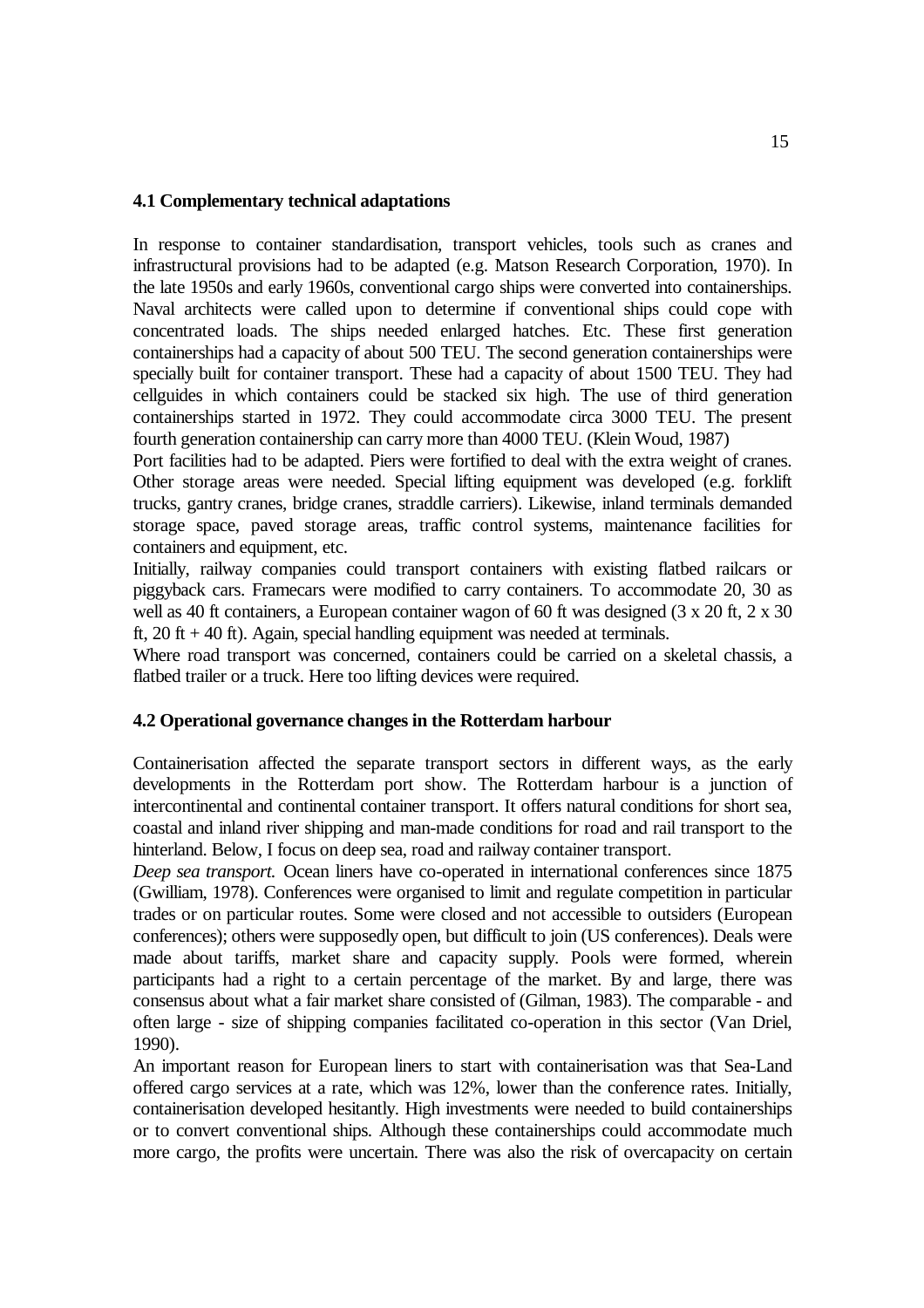### 4.1 Complementary technical adaptations

In response to container standardisation, transport vehicles, tools such as cranes and infrastructural provisions had to be adapted (e.g. Matson Research Corporation, 1970). In the late 1950s and early 1960s, conventional cargo ships were converted into containerships. Naval architects were called upon to determine if conventional ships could cope with concentrated loads. The ships needed enlarged hatches. Etc. These first generation containerships had a capacity of about 500 TEU. The second generation containerships were specially built for container transport. These had a capacity of about 1500 TEU. They had cellguides in which containers could be stacked six high. The use of third generation containerships started in 1972. They could accommodate circa 3000 TEU. The present fourth generation containership can carry more than 4000 TEU. (Klein Woud, 1987)

Port facilities had to be adapted. Piers were fortified to deal with the extra weight of cranes. Other storage areas were needed. Special lifting equipment was developed (e.g. forklift trucks, gantry cranes, bridge cranes, straddle carriers). Likewise, inland terminals demanded storage space, paved storage areas, traffic control systems, maintenance facilities for containers and equipment, etc.

Initially, railway companies could transport containers with existing flatbed railcars or piggyback cars. Framecars were modified to carry containers. To accommodate 20, 30 as well as 40 ft containers, a European container wagon of 60 ft was designed (3 x 20 ft, 2 x 30 ft, 20 ft + 40 ft). Again, special handling equipment was needed at terminals.

Where road transport was concerned, containers could be carried on a skeletal chassis, a flatbed trailer or a truck. Here too lifting devices were required.

### 4.2 Operational governance changes in the Rotterdam harbour

Containerisation affected the separate transport sectors in different ways, as the early developments in the Rotterdam port show. The Rotterdam harbour is a junction of intercontinental and continental container transport. It offers natural conditions for short sea, coastal and inland river shipping and man-made conditions for road and rail transport to the hinterland. Below, I focus on deep sea, road and railway container transport.

*Deep sea transport.* Ocean liners have co-operated in international conferences since 1875 (Gwilliam, 1978). Conferences were organised to limit and regulate competition in particular trades or on particular routes. Some were closed and not accessible to outsiders (European conferences); others were supposedly open, but difficult to join (US conferences). Deals were made about tariffs, market share and capacity supply. Pools were formed, wherein participants had a right to a certain percentage of the market. By and large, there was consensus about what a fair market share consisted of (Gilman, 1983). The comparable - and often large - size of shipping companies facilitated co-operation in this sector (Van Driel, 1990).

An important reason for European liners to start with containerisation was that Sea-Land offered cargo services at a rate, which was 12%, lower than the conference rates. Initially, containerisation developed hesitantly. High investments were needed to build containerships or to convert conventional ships. Although these containerships could accommodate much more cargo, the profits were uncertain. There was also the risk of overcapacity on certain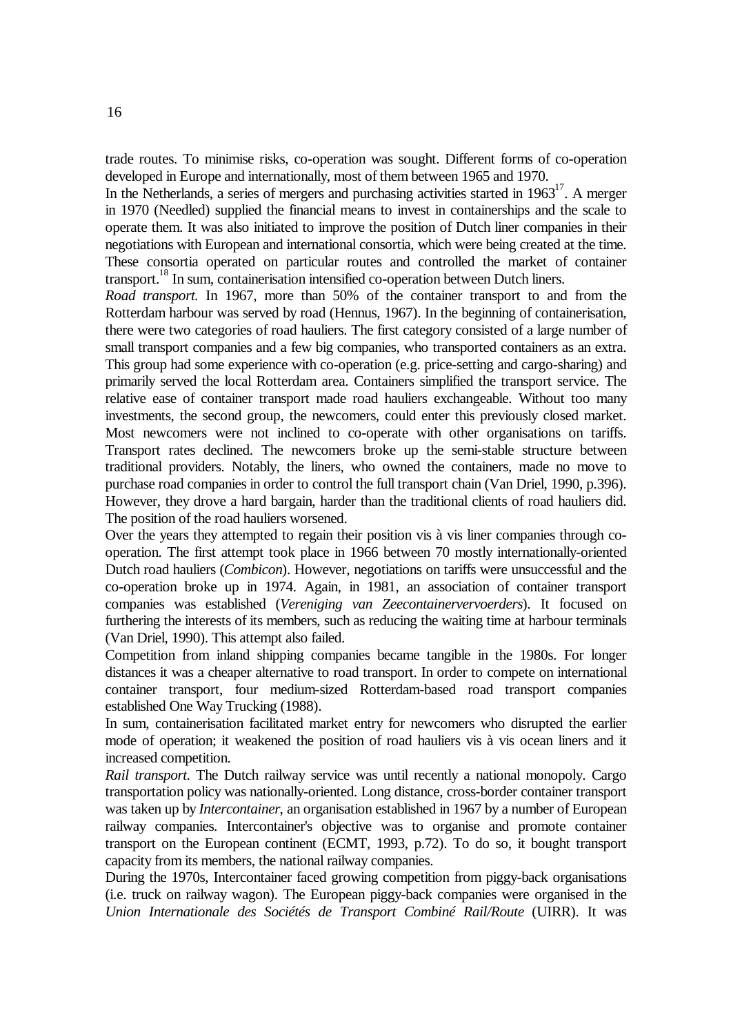trade routes. To minimise risks, co-operation was sought. Different forms of co-operation developed in Europe and internationally, most of them between 1965 and 1970.

In the Netherlands, a series of mergers and purchasing activities started in 1963[17]. A merger in 1970 (Needled) supplied the financial means to invest in containerships and the scale to operate them. It was also initiated to improve the position of Dutch liner companies in their negotiations with European and international consortia, which were being created at the time. These consortia operated on particular routes and controlled the market of container transport.[18] In sum, containerisation intensified co-operation between Dutch liners.

*Road transport.* In 1967, more than 50% of the container transport to and from the Rotterdam harbour was served by road (Hennus, 1967). In the beginning of containerisation, there were two categories of road hauliers. The first category consisted of a large number of small transport companies and a few big companies, who transported containers as an extra. This group had some experience with co-operation (e.g. price-setting and cargo-sharing) and primarily served the local Rotterdam area. Containers simplified the transport service. The relative ease of container transport made road hauliers exchangeable. Without too many investments, the second group, the newcomers, could enter this previously closed market. Most newcomers were not inclined to co-operate with other organisations on tariffs. Transport rates declined. The newcomers broke up the semi-stable structure between traditional providers. Notably, the liners, who owned the containers, made no move to purchase road companies in order to control the full transport chain (Van Driel, 1990, p.396). However, they drove a hard bargain, harder than the traditional clients of road hauliers did. The position of the road hauliers worsened.

Over the years they attempted to regain their position vis à vis liner companies through co-operation. The first attempt took place in 1966 between 70 mostly internationally-oriented Dutch road hauliers (*Combicon*). However, negotiations on tariffs were unsuccessful and the co-operation broke up in 1974. Again, in 1981, an association of container transport companies was established (*Vereniging van Zeecontainervervoerders*). It focused on furthering the interests of its members, such as reducing the waiting time at harbour terminals (Van Driel, 1990). This attempt also failed.

Competition from inland shipping companies became tangible in the 1980s. For longer distances it was a cheaper alternative to road transport. In order to compete on international container transport, four medium-sized Rotterdam-based road transport companies established One Way Trucking (1988).

In sum, containerisation facilitated market entry for newcomers who disrupted the earlier mode of operation; it weakened the position of road hauliers vis à vis ocean liners and it increased competition.

*Rail transport.* The Dutch railway service was until recently a national monopoly. Cargo transportation policy was nationally-oriented. Long distance, cross-border container transport was taken up by *Intercontainer*, an organisation established in 1967 by a number of European railway companies. Intercontainer's objective was to organise and promote container transport on the European continent (ECMT, 1993, p.72). To do so, it bought transport capacity from its members, the national railway companies.

During the 1970s, Intercontainer faced growing competition from piggy-back organisations (i.e. truck on railway wagon). The European piggy-back companies were organised in the *Union Internationale des Sociétés de Transport Combiné Rail/Route* (UIRR). It was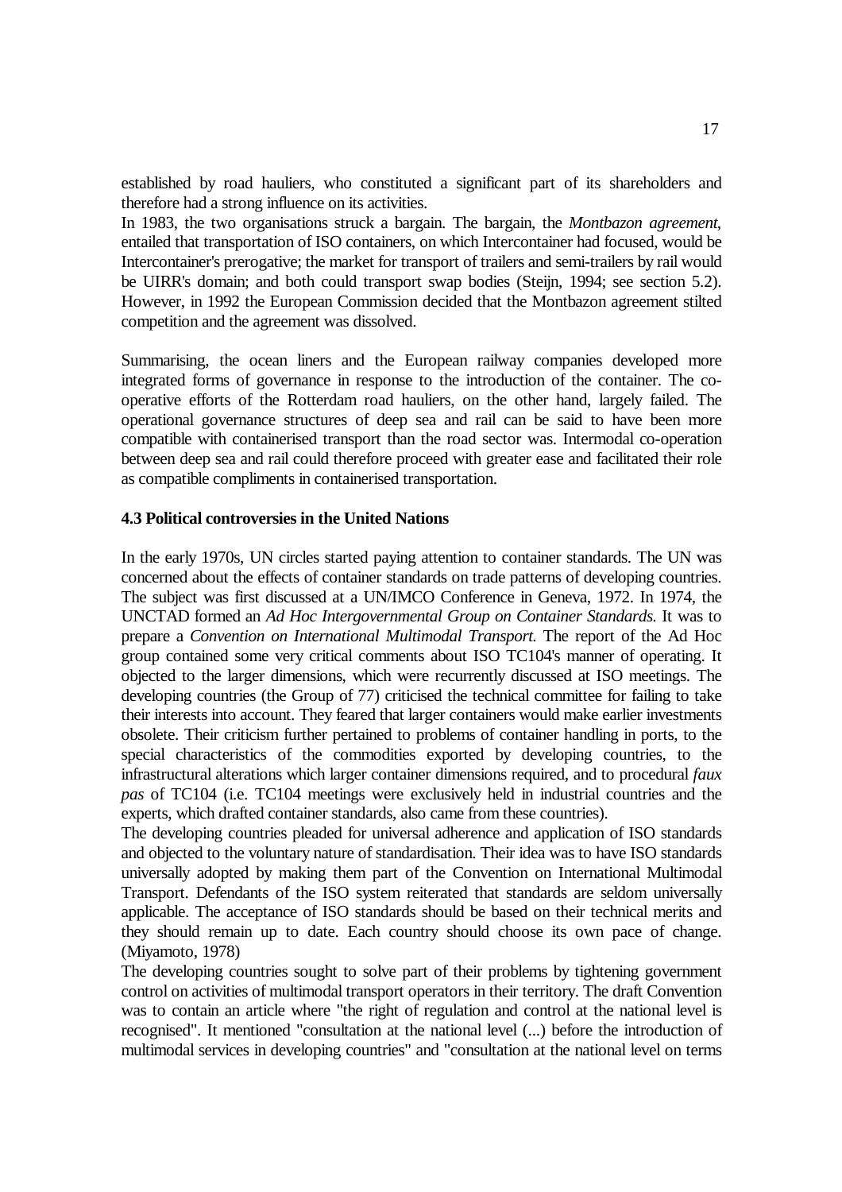established by road hauliers, who constituted a significant part of its shareholders and therefore had a strong influence on its activities.

In 1983, the two organisations struck a bargain. The bargain, the *Montbazon agreement*, entailed that transportation of ISO containers, on which Intercontainer had focused, would be Intercontainer's prerogative; the market for transport of trailers and semi-trailers by rail would be UIRR's domain; and both could transport swap bodies (Steijn, 1994; see section 5.2). However, in 1992 the European Commission decided that the Montbazon agreement stilted competition and the agreement was dissolved.

Summarising, the ocean liners and the European railway companies developed more integrated forms of governance in response to the introduction of the container. The co-operative efforts of the Rotterdam road hauliers, on the other hand, largely failed. The operational governance structures of deep sea and rail can be said to have been more compatible with containerised transport than the road sector was. Intermodal co-operation between deep sea and rail could therefore proceed with greater ease and facilitated their role as compatible compliments in containerised transportation.

### 4.3 Political controversies in the United Nations

In the early 1970s, UN circles started paying attention to container standards. The UN was concerned about the effects of container standards on trade patterns of developing countries. The subject was first discussed at a UN/IMCO Conference in Geneva, 1972. In 1974, the UNCTAD formed an *Ad Hoc Intergovernmental Group on Container Standards.* It was to prepare a *Convention on International Multimodal Transport.* The report of the Ad Hoc group contained some very critical comments about ISO TC104's manner of operating. It objected to the larger dimensions, which were recurrently discussed at ISO meetings. The developing countries (the Group of 77) criticised the technical committee for failing to take their interests into account. They feared that larger containers would make earlier investments obsolete. Their criticism further pertained to problems of container handling in ports, to the special characteristics of the commodities exported by developing countries, to the infrastructural alterations which larger container dimensions required, and to procedural *faux pas* of TC104 (i.e. TC104 meetings were exclusively held in industrial countries and the experts, which drafted container standards, also came from these countries).

The developing countries pleaded for universal adherence and application of ISO standards and objected to the voluntary nature of standardisation. Their idea was to have ISO standards universally adopted by making them part of the Convention on International Multimodal Transport. Defendants of the ISO system reiterated that standards are seldom universally applicable. The acceptance of ISO standards should be based on their technical merits and they should remain up to date. Each country should choose its own pace of change. (Miyamoto, 1978)

The developing countries sought to solve part of their problems by tightening government control on activities of multimodal transport operators in their territory. The draft Convention was to contain an article where "the right of regulation and control at the national level is recognised". It mentioned "consultation at the national level (...) before the introduction of multimodal services in developing countries" and "consultation at the national level on terms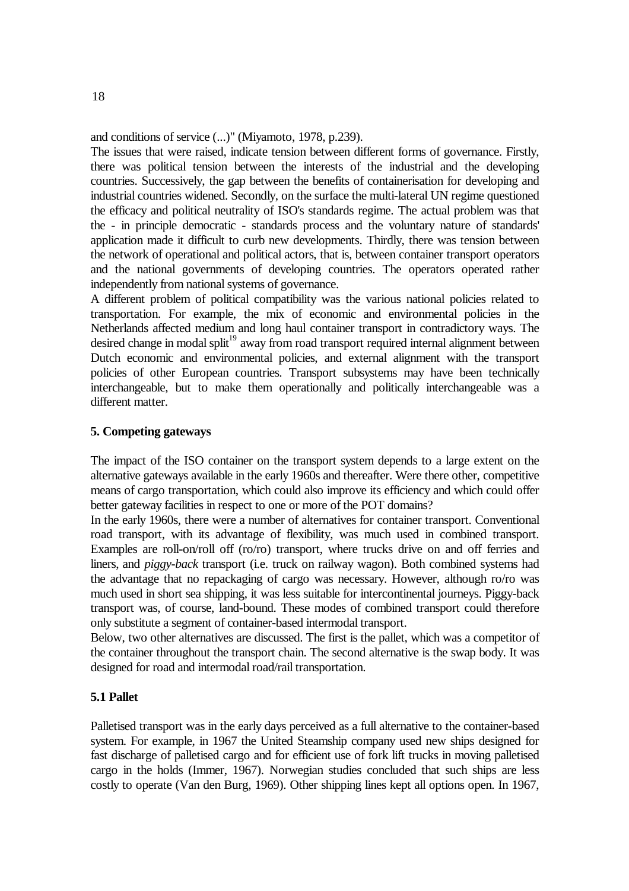and conditions of service (...)" (Miyamoto, 1978, p.239).

The issues that were raised, indicate tension between different forms of governance. Firstly, there was political tension between the interests of the industrial and the developing countries. Successively, the gap between the benefits of containerisation for developing and industrial countries widened. Secondly, on the surface the multi-lateral UN regime questioned the efficacy and political neutrality of ISO's standards regime. The actual problem was that the - in principle democratic - standards process and the voluntary nature of standards' application made it difficult to curb new developments. Thirdly, there was tension between the network of operational and political actors, that is, between container transport operators and the national governments of developing countries. The operators operated rather independently from national systems of governance.

A different problem of political compatibility was the various national policies related to transportation. For example, the mix of economic and environmental policies in the Netherlands affected medium and long haul container transport in contradictory ways. The desired change in modal split[19] away from road transport required internal alignment between Dutch economic and environmental policies, and external alignment with the transport policies of other European countries. Transport subsystems may have been technically interchangeable, but to make them operationally and politically interchangeable was a different matter.

## 5. Competing gateways

The impact of the ISO container on the transport system depends to a large extent on the alternative gateways available in the early 1960s and thereafter. Were there other, competitive means of cargo transportation, which could also improve its efficiency and which could offer better gateway facilities in respect to one or more of the POT domains?

In the early 1960s, there were a number of alternatives for container transport. Conventional road transport, with its advantage of flexibility, was much used in combined transport. Examples are roll-on/roll off (ro/ro) transport, where trucks drive on and off ferries and liners, and *piggy-back* transport (i.e. truck on railway wagon). Both combined systems had the advantage that no repackaging of cargo was necessary. However, although ro/ro was much used in short sea shipping, it was less suitable for intercontinental journeys. Piggy-back transport was, of course, land-bound. These modes of combined transport could therefore only substitute a segment of container-based intermodal transport.

Below, two other alternatives are discussed. The first is the pallet, which was a competitor of the container throughout the transport chain. The second alternative is the swap body. It was designed for road and intermodal road/rail transportation.

### 5.1 Pallet

Palletised transport was in the early days perceived as a full alternative to the container-based system. For example, in 1967 the United Steamship company used new ships designed for fast discharge of palletised cargo and for efficient use of fork lift trucks in moving palletised cargo in the holds (Immer, 1967). Norwegian studies concluded that such ships are less costly to operate (Van den Burg, 1969). Other shipping lines kept all options open. In 1967,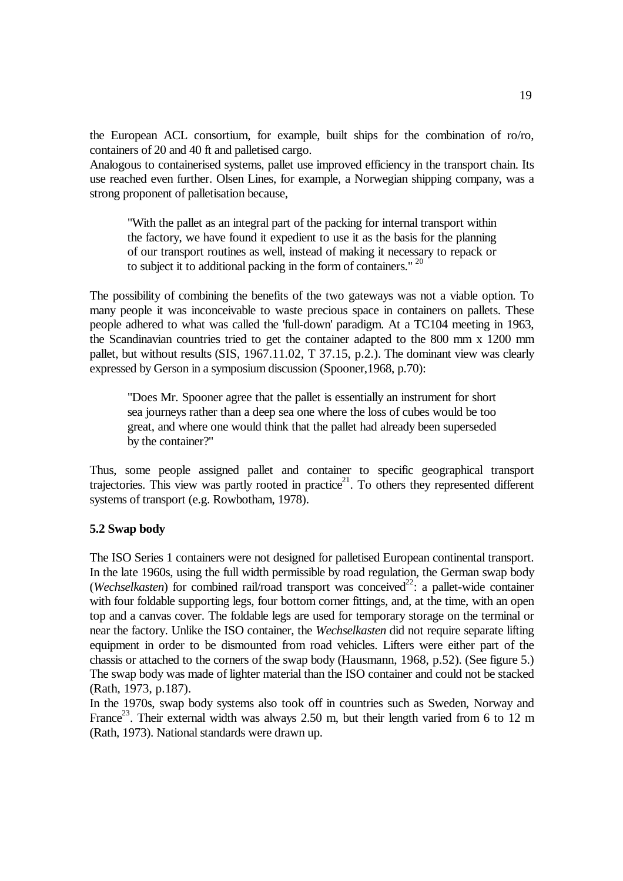the European ACL consortium, for example, built ships for the combination of ro/ro, containers of 20 and 40 ft and palletised cargo.
Analogous to containerised systems, pallet use improved efficiency in the transport chain. Its use reached even further. Olsen Lines, for example, a Norwegian shipping company, was a strong proponent of palletisation because,

> "With the pallet as an integral part of the packing for internal transport within the factory, we have found it expedient to use it as the basis for the planning of our transport routines as well, instead of making it necessary to repack or to subject it to additional packing in the form of containers." [20]

The possibility of combining the benefits of the two gateways was not a viable option. To many people it was inconceivable to waste precious space in containers on pallets. These people adhered to what was called the 'full-down' paradigm. At a TC104 meeting in 1963, the Scandinavian countries tried to get the container adapted to the 800 mm x 1200 mm pallet, but without results (SIS, 1967.11.02, T 37.15, p.2.). The dominant view was clearly expressed by Gerson in a symposium discussion (Spooner,1968, p.70):

> "Does Mr. Spooner agree that the pallet is essentially an instrument for short sea journeys rather than a deep sea one where the loss of cubes would be too great, and where one would think that the pallet had already been superseded by the container?"

Thus, some people assigned pallet and container to specific geographical transport trajectories. This view was partly rooted in practice[21]. To others they represented different systems of transport (e.g. Rowbotham, 1978).

### 5.2 Swap body

The ISO Series 1 containers were not designed for palletised European continental transport. In the late 1960s, using the full width permissible by road regulation, the German swap body (*Wechselkasten*) for combined rail/road transport was conceived[22]: a pallet-wide container with four foldable supporting legs, four bottom corner fittings, and, at the time, with an open top and a canvas cover. The foldable legs are used for temporary storage on the terminal or near the factory. Unlike the ISO container, the *Wechselkasten* did not require separate lifting equipment in order to be dismounted from road vehicles. Lifters were either part of the chassis or attached to the corners of the swap body (Hausmann, 1968, p.52). (See figure 5.) The swap body was made of lighter material than the ISO container and could not be stacked (Rath, 1973, p.187).
In the 1970s, swap body systems also took off in countries such as Sweden, Norway and France[23]. Their external width was always 2.50 m, but their length varied from 6 to 12 m (Rath, 1973). National standards were drawn up.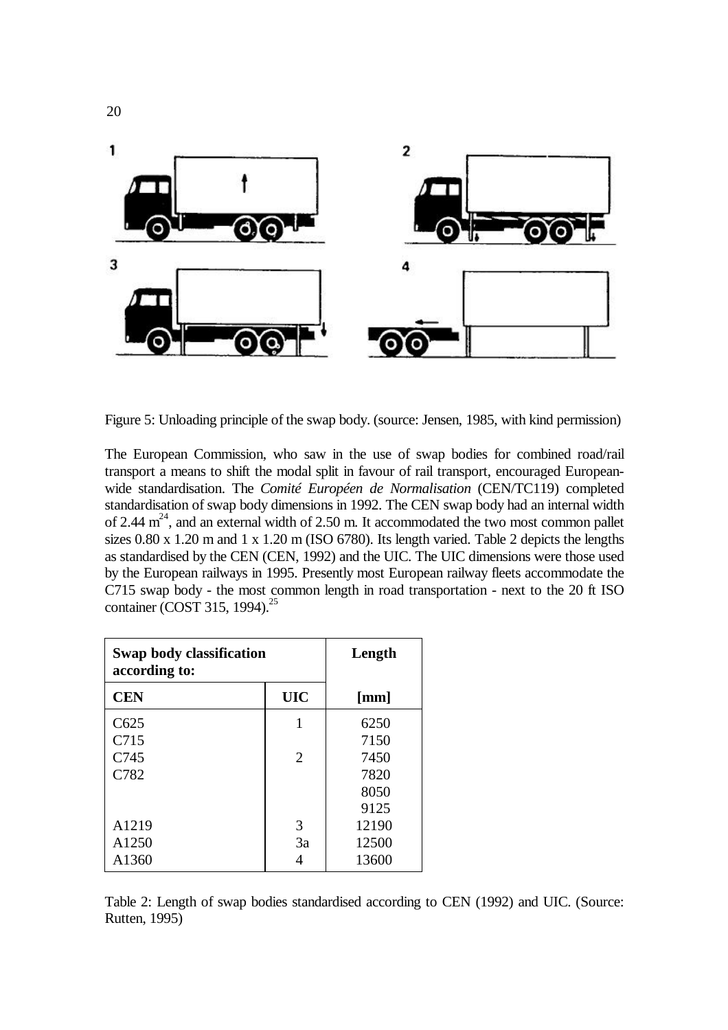Figure 5: Unloading principle of the swap body. (source: Jensen, 1985, with kind permission)

The European Commission, who saw in the use of swap bodies for combined road/rail transport a means to shift the modal split in favour of rail transport, encouraged European-wide standardisation. The *Comité Européen de Normalisation* (CEN/TC119) completed standardisation of swap body dimensions in 1992. The CEN swap body had an internal width of 2.44 m[24], and an external width of 2.50 m. It accommodated the two most common pallet sizes 0.80 x 1.20 m and 1 x 1.20 m (ISO 6780). Its length varied. Table 2 depicts the lengths as standardised by the CEN (CEN, 1992) and the UIC. The UIC dimensions were those used by the European railways in 1995. Presently most European railway fleets accommodate the C715 swap body - the most common length in road transportation - next to the 20 ft ISO container (COST 315, 1994).[25]

| **Swap body classification according to:** | | **Length** |
|---|---|---|
| **CEN** | **UIC** | **[mm]** |
| C625 | 1 | 6250 |
| C715 | | 7150 |
| C745 | 2 | 7450 |
| C782 | | 7820 |
| | | 8050 |
| | | 9125 |
| A1219 | 3 | 12190 |
| A1250 | 3a | 12500 |
| A1360 | 4 | 13600 |

Table 2: Length of swap bodies standardised according to CEN (1992) and UIC. (Source: Rutten, 1995)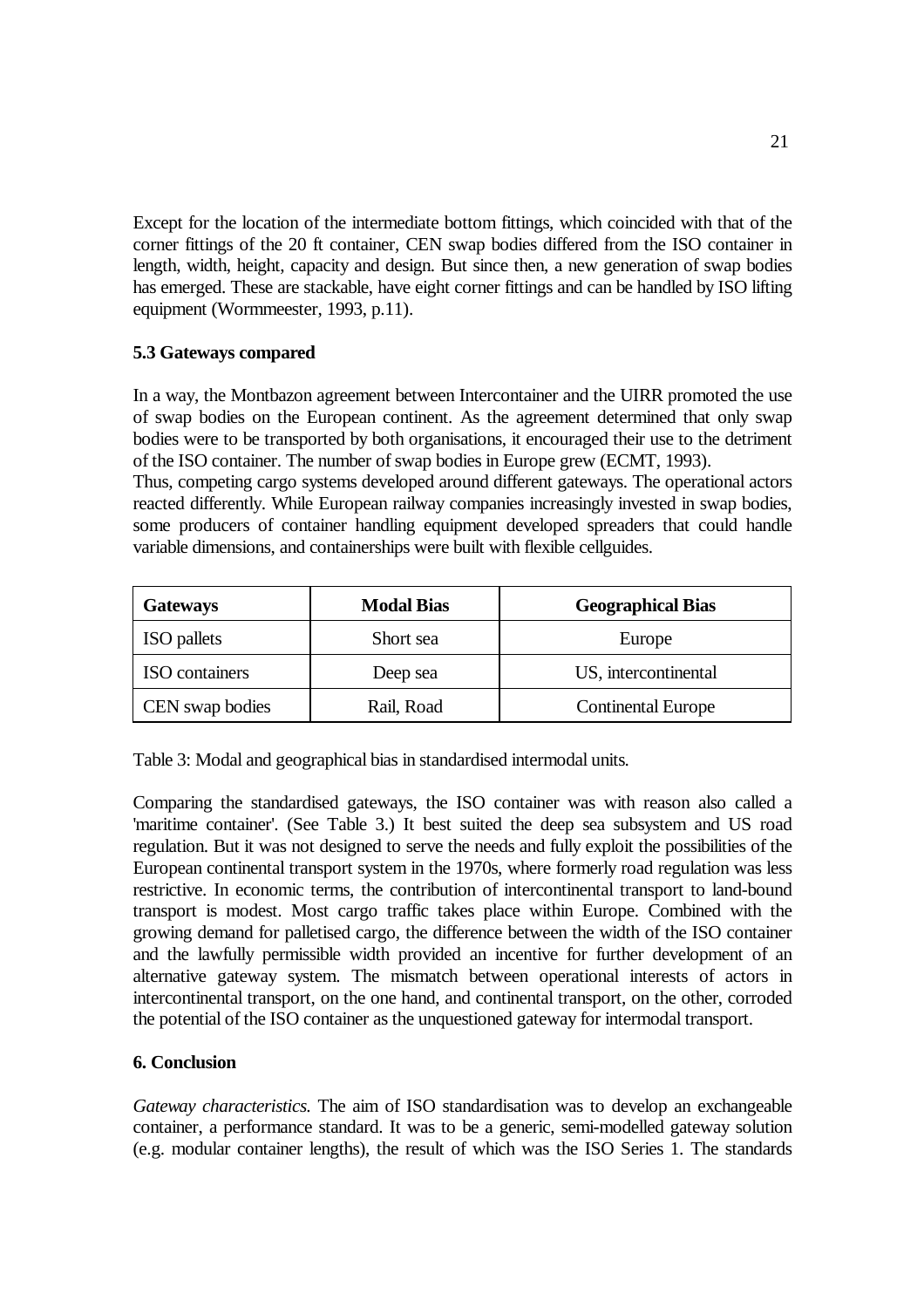Except for the location of the intermediate bottom fittings, which coincided with that of the corner fittings of the 20 ft container, CEN swap bodies differed from the ISO container in length, width, height, capacity and design. But since then, a new generation of swap bodies has emerged. These are stackable, have eight corner fittings and can be handled by ISO lifting equipment (Wormmeester, 1993, p.11).

### 5.3 Gateways compared

In a way, the Montbazon agreement between Intercontainer and the UIRR promoted the use of swap bodies on the European continent. As the agreement determined that only swap bodies were to be transported by both organisations, it encouraged their use to the detriment of the ISO container. The number of swap bodies in Europe grew (ECMT, 1993).
Thus, competing cargo systems developed around different gateways. The operational actors reacted differently. While European railway companies increasingly invested in swap bodies, some producers of container handling equipment developed spreaders that could handle variable dimensions, and containerships were built with flexible cellguides.

| Gateways | Modal Bias | Geographical Bias |
|---|---|---|
| ISO pallets | Short sea | Europe |
| ISO containers | Deep sea | US, intercontinental |
| CEN swap bodies | Rail, Road | Continental Europe |

Table 3: Modal and geographical bias in standardised intermodal units.

Comparing the standardised gateways, the ISO container was with reason also called a 'maritime container'. (See Table 3.) It best suited the deep sea subsystem and US road regulation. But it was not designed to serve the needs and fully exploit the possibilities of the European continental transport system in the 1970s, where formerly road regulation was less restrictive. In economic terms, the contribution of intercontinental transport to land-bound transport is modest. Most cargo traffic takes place within Europe. Combined with the growing demand for palletised cargo, the difference between the width of the ISO container and the lawfully permissible width provided an incentive for further development of an alternative gateway system. The mismatch between operational interests of actors in intercontinental transport, on the one hand, and continental transport, on the other, corroded the potential of the ISO container as the unquestioned gateway for intermodal transport.

## 6. Conclusion

*Gateway characteristics.* The aim of ISO standardisation was to develop an exchangeable container, a performance standard. It was to be a generic, semi-modelled gateway solution (e.g. modular container lengths), the result of which was the ISO Series 1. The standards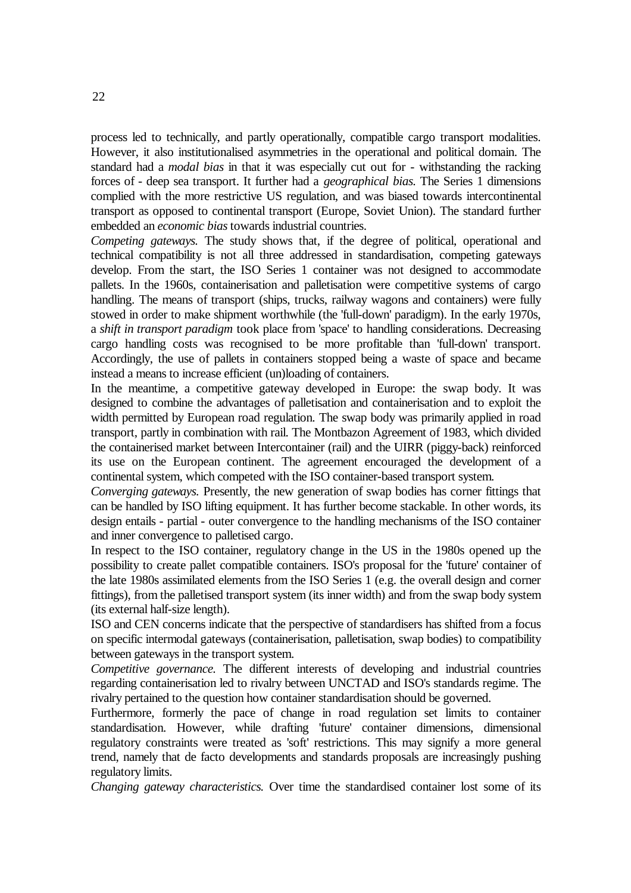process led to technically, and partly operationally, compatible cargo transport modalities. However, it also institutionalised asymmetries in the operational and political domain. The standard had a *modal bias* in that it was especially cut out for - withstanding the racking forces of - deep sea transport. It further had a *geographical bias*. The Series 1 dimensions complied with the more restrictive US regulation, and was biased towards intercontinental transport as opposed to continental transport (Europe, Soviet Union). The standard further embedded an *economic bias* towards industrial countries.

*Competing gateways.* The study shows that, if the degree of political, operational and technical compatibility is not all three addressed in standardisation, competing gateways develop. From the start, the ISO Series 1 container was not designed to accommodate pallets. In the 1960s, containerisation and palletisation were competitive systems of cargo handling. The means of transport (ships, trucks, railway wagons and containers) were fully stowed in order to make shipment worthwhile (the 'full-down' paradigm). In the early 1970s, a *shift in transport paradigm* took place from 'space' to handling considerations. Decreasing cargo handling costs was recognised to be more profitable than 'full-down' transport. Accordingly, the use of pallets in containers stopped being a waste of space and became instead a means to increase efficient (un)loading of containers.

In the meantime, a competitive gateway developed in Europe: the swap body. It was designed to combine the advantages of palletisation and containerisation and to exploit the width permitted by European road regulation. The swap body was primarily applied in road transport, partly in combination with rail. The Montbazon Agreement of 1983, which divided the containerised market between Intercontainer (rail) and the UIRR (piggy-back) reinforced its use on the European continent. The agreement encouraged the development of a continental system, which competed with the ISO container-based transport system.

*Converging gateways.* Presently, the new generation of swap bodies has corner fittings that can be handled by ISO lifting equipment. It has further become stackable. In other words, its design entails - partial - outer convergence to the handling mechanisms of the ISO container and inner convergence to palletised cargo.

In respect to the ISO container, regulatory change in the US in the 1980s opened up the possibility to create pallet compatible containers. ISO's proposal for the 'future' container of the late 1980s assimilated elements from the ISO Series 1 (e.g. the overall design and corner fittings), from the palletised transport system (its inner width) and from the swap body system (its external half-size length).

ISO and CEN concerns indicate that the perspective of standardisers has shifted from a focus on specific intermodal gateways (containerisation, palletisation, swap bodies) to compatibility between gateways in the transport system.

*Competitive governance.* The different interests of developing and industrial countries regarding containerisation led to rivalry between UNCTAD and ISO's standards regime. The rivalry pertained to the question how container standardisation should be governed.

Furthermore, formerly the pace of change in road regulation set limits to container standardisation. However, while drafting 'future' container dimensions, dimensional regulatory constraints were treated as 'soft' restrictions. This may signify a more general trend, namely that de facto developments and standards proposals are increasingly pushing regulatory limits.

*Changing gateway characteristics.* Over time the standardised container lost some of its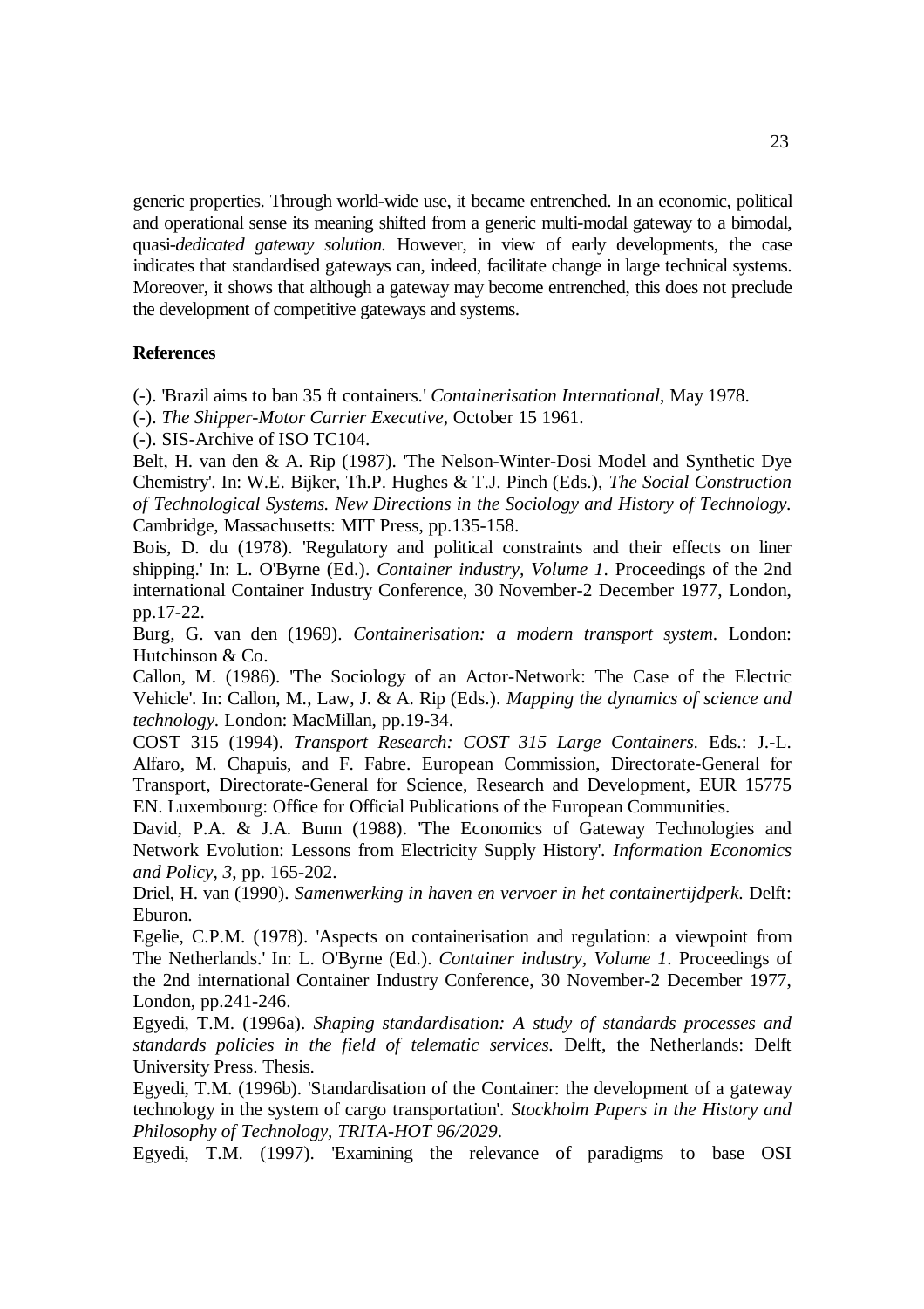generic properties. Through world-wide use, it became entrenched. In an economic, political and operational sense its meaning shifted from a generic multi-modal gateway to a bimodal, quasi-*dedicated gateway solution.* However, in view of early developments, the case indicates that standardised gateways can, indeed, facilitate change in large technical systems. Moreover, it shows that although a gateway may become entrenched, this does not preclude the development of competitive gateways and systems.

**References**

(-). 'Brazil aims to ban 35 ft containers.' *Containerisation International*, May 1978.

(-). *The Shipper-Motor Carrier Executive*, October 15 1961.

(-). SIS-Archive of ISO TC104.

Belt, H. van den & A. Rip (1987). 'The Nelson-Winter-Dosi Model and Synthetic Dye Chemistry'. In: W.E. Bijker, Th.P. Hughes & T.J. Pinch (Eds.), *The Social Construction of Technological Systems. New Directions in the Sociology and History of Technology*. Cambridge, Massachusetts: MIT Press, pp.135-158.

Bois, D. du (1978). 'Regulatory and political constraints and their effects on liner shipping.' In: L. O'Byrne (Ed.). *Container industry, Volume 1*. Proceedings of the 2nd international Container Industry Conference, 30 November-2 December 1977, London, pp.17-22.

Burg, G. van den (1969). *Containerisation: a modern transport system*. London: Hutchinson & Co.

Callon, M. (1986). 'The Sociology of an Actor-Network: The Case of the Electric Vehicle'. In: Callon, M., Law, J. & A. Rip (Eds.). *Mapping the dynamics of science and technology*. London: MacMillan, pp.19-34.

COST 315 (1994). *Transport Research: COST 315 Large Containers*. Eds.: J.-L. Alfaro, M. Chapuis, and F. Fabre. European Commission, Directorate-General for Transport, Directorate-General for Science, Research and Development, EUR 15775 EN. Luxembourg: Office for Official Publications of the European Communities.

David, P.A. & J.A. Bunn (1988). 'The Economics of Gateway Technologies and Network Evolution: Lessons from Electricity Supply History'. *Information Economics and Policy, 3*, pp. 165-202.

Driel, H. van (1990). *Samenwerking in haven en vervoer in het containertijdperk*. Delft: Eburon.

Egelie, C.P.M. (1978). 'Aspects on containerisation and regulation: a viewpoint from The Netherlands.' In: L. O'Byrne (Ed.). *Container industry, Volume 1*. Proceedings of the 2nd international Container Industry Conference, 30 November-2 December 1977, London, pp.241-246.

Egyedi, T.M. (1996a). *Shaping standardisation: A study of standards processes and standards policies in the field of telematic services.* Delft, the Netherlands: Delft University Press. Thesis.

Egyedi, T.M. (1996b). 'Standardisation of the Container: the development of a gateway technology in the system of cargo transportation'. *Stockholm Papers in the History and Philosophy of Technology, TRITA-HOT 96/2029*.

Egyedi, T.M. (1997). 'Examining the relevance of paradigms to base OSI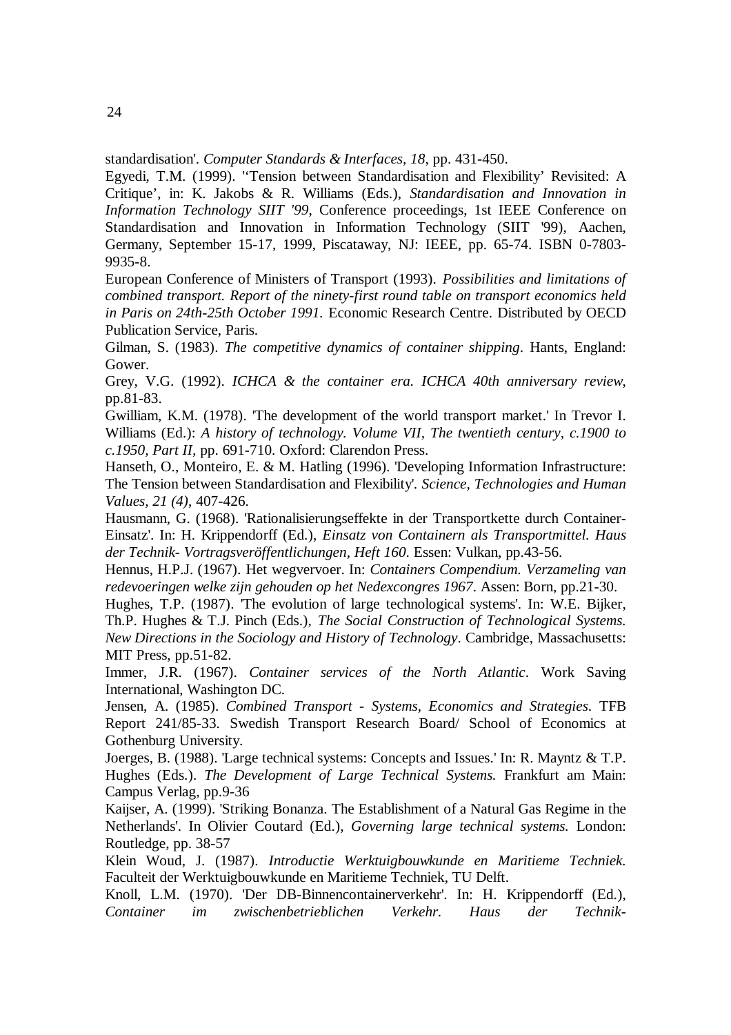standardisation'. *Computer Standards & Interfaces, 18*, pp. 431-450.

Egyedi, T.M. (1999). '‘Tension between Standardisation and Flexibility’ Revisited: A Critique’, in: K. Jakobs & R. Williams (Eds.), *Standardisation and Innovation in Information Technology SIIT '99*, Conference proceedings, 1st IEEE Conference on Standardisation and Innovation in Information Technology (SIIT '99), Aachen, Germany, September 15-17, 1999, Piscataway, NJ: IEEE, pp. 65-74. ISBN 0-7803-9935-8.

European Conference of Ministers of Transport (1993). *Possibilities and limitations of combined transport. Report of the ninety-first round table on transport economics held in Paris on 24th-25th October 1991.* Economic Research Centre. Distributed by OECD Publication Service, Paris.

Gilman, S. (1983). *The competitive dynamics of container shipping*. Hants, England: Gower.

Grey, V.G. (1992). *ICHCA & the container era. ICHCA 40th anniversary review*, pp.81-83.

Gwilliam, K.M. (1978). 'The development of the world transport market.' In Trevor I. Williams (Ed.): *A history of technology. Volume VII, The twentieth century, c.1900 to c.1950, Part II*, pp. 691-710. Oxford: Clarendon Press.

Hanseth, O., Monteiro, E. & M. Hatling (1996). 'Developing Information Infrastructure: The Tension between Standardisation and Flexibility'. *Science, Technologies and Human Values, 21 (4)*, 407-426.

Hausmann, G. (1968). 'Rationalisierungseffekte in der Transportkette durch Container-Einsatz'. In: H. Krippendorff (Ed.), *Einsatz von Containern als Transportmittel. Haus der Technik- Vortragsveröffentlichungen, Heft 160*. Essen: Vulkan, pp.43-56.

Hennus, H.P.J. (1967). Het wegvervoer. In: *Containers Compendium. Verzameling van redevoeringen welke zijn gehouden op het Nedexcongres 1967*. Assen: Born, pp.21-30.

Hughes, T.P. (1987). 'The evolution of large technological systems'. In: W.E. Bijker, Th.P. Hughes & T.J. Pinch (Eds.), *The Social Construction of Technological Systems. New Directions in the Sociology and History of Technology*. Cambridge, Massachusetts: MIT Press, pp.51-82.

Immer, J.R. (1967). *Container services of the North Atlantic*. Work Saving International, Washington DC.

Jensen, A. (1985). *Combined Transport - Systems, Economics and Strategies*. TFB Report 241/85-33. Swedish Transport Research Board/ School of Economics at Gothenburg University.

Joerges, B. (1988). 'Large technical systems: Concepts and Issues.' In: R. Mayntz & T.P. Hughes (Eds.). *The Development of Large Technical Systems.* Frankfurt am Main: Campus Verlag, pp.9-36

Kaijser, A. (1999). 'Striking Bonanza. The Establishment of a Natural Gas Regime in the Netherlands'. In Olivier Coutard (Ed.), *Governing large technical systems.* London: Routledge, pp. 38-57

Klein Woud, J. (1987). *Introductie Werktuigbouwkunde en Maritieme Techniek.* Faculteit der Werktuigbouwkunde en Maritieme Techniek, TU Delft.

Knoll, L.M. (1970). 'Der DB-Binnencontainerverkehr'. In: H. Krippendorff (Ed.), *Container im zwischenbetrieblichen Verkehr. Haus der Technik-*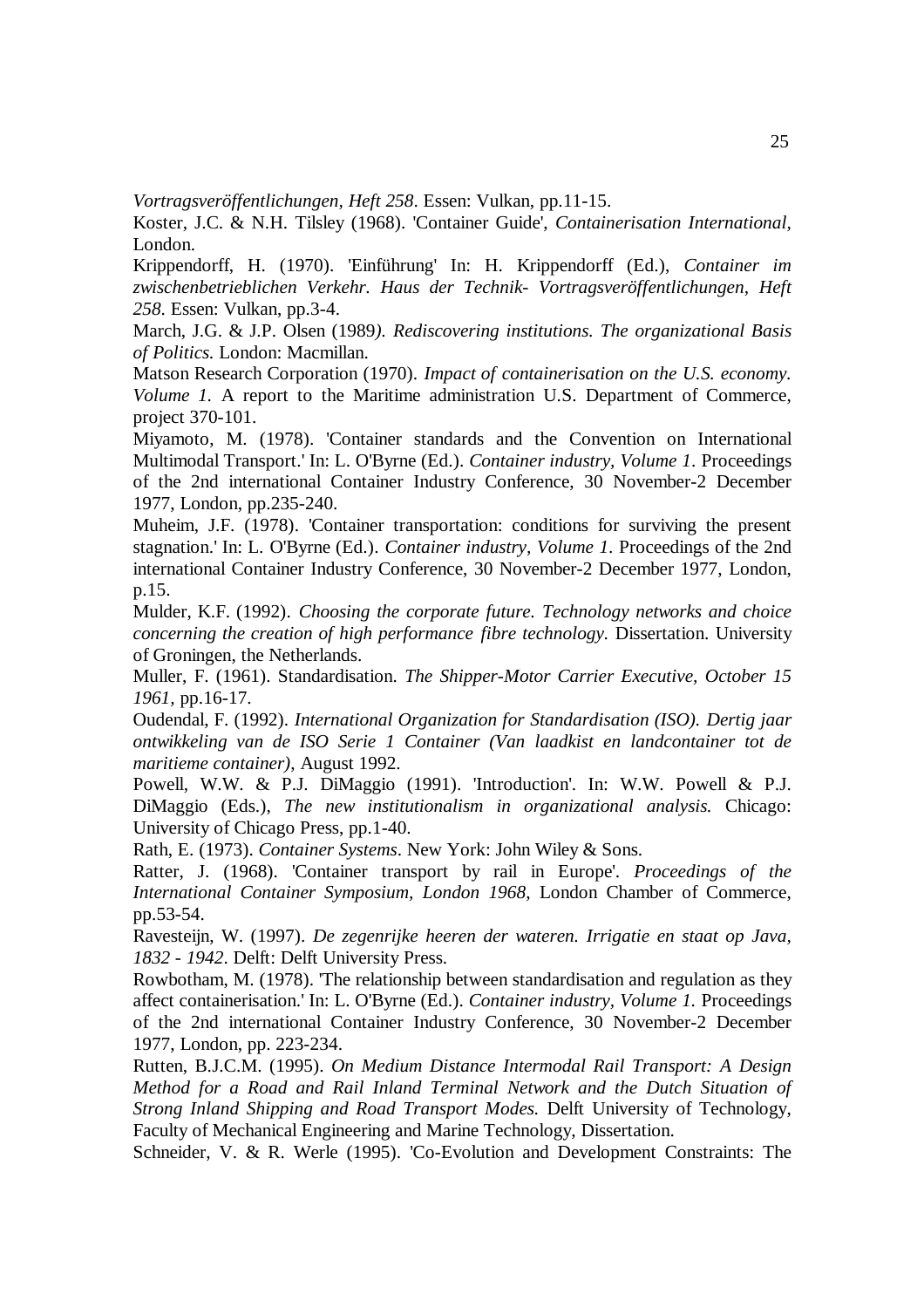*Vortragsveröffentlichungen, Heft 258*. Essen: Vulkan, pp.11-15.

Koster, J.C. & N.H. Tilsley (1968). 'Container Guide', *Containerisation International*, London.

Krippendorff, H. (1970). 'Einführung' In: H. Krippendorff (Ed.), *Container im zwischenbetrieblichen Verkehr. Haus der Technik- Vortragsveröffentlichungen, Heft 258*. Essen: Vulkan, pp.3-4.

March, J.G. & J.P. Olsen (1989*). Rediscovering institutions. The organizational Basis of Politics.* London: Macmillan.

Matson Research Corporation (1970). *Impact of containerisation on the U.S. economy. Volume 1.* A report to the Maritime administration U.S. Department of Commerce, project 370-101.

Miyamoto, M. (1978). 'Container standards and the Convention on International Multimodal Transport.' In: L. O'Byrne (Ed.). *Container industry, Volume 1*. Proceedings of the 2nd international Container Industry Conference, 30 November-2 December 1977, London, pp.235-240.

Muheim, J.F. (1978). 'Container transportation: conditions for surviving the present stagnation.' In: L. O'Byrne (Ed.). *Container industry, Volume 1*. Proceedings of the 2nd international Container Industry Conference, 30 November-2 December 1977, London, p.15.

Mulder, K.F. (1992). *Choosing the corporate future. Technology networks and choice concerning the creation of high performance fibre technology*. Dissertation. University of Groningen, the Netherlands.

Muller, F. (1961). Standardisation. *The Shipper-Motor Carrier Executive, October 15 1961*, pp.16-17.

Oudendal, F. (1992). *International Organization for Standardisation (ISO). Dertig jaar ontwikkeling van de ISO Serie 1 Container (Van laadkist en landcontainer tot de maritieme container)*, August 1992.

Powell, W.W. & P.J. DiMaggio (1991). 'Introduction'. In: W.W. Powell & P.J. DiMaggio (Eds.), *The new institutionalism in organizational analysis.* Chicago: University of Chicago Press, pp.1-40.

Rath, E. (1973). *Container Systems*. New York: John Wiley & Sons.

Ratter, J. (1968). 'Container transport by rail in Europe'. *Proceedings of the International Container Symposium, London 1968*, London Chamber of Commerce, pp.53-54.

Ravesteijn, W. (1997). *De zegenrijke heeren der wateren. Irrigatie en staat op Java, 1832 - 1942*. Delft: Delft University Press.

Rowbotham, M. (1978). 'The relationship between standardisation and regulation as they affect containerisation.' In: L. O'Byrne (Ed.). *Container industry, Volume 1.* Proceedings of the 2nd international Container Industry Conference, 30 November-2 December 1977, London, pp. 223-234.

Rutten, B.J.C.M. (1995). *On Medium Distance Intermodal Rail Transport: A Design Method for a Road and Rail Inland Terminal Network and the Dutch Situation of Strong Inland Shipping and Road Transport Modes.* Delft University of Technology, Faculty of Mechanical Engineering and Marine Technology, Dissertation.

Schneider, V. & R. Werle (1995). 'Co-Evolution and Development Constraints: The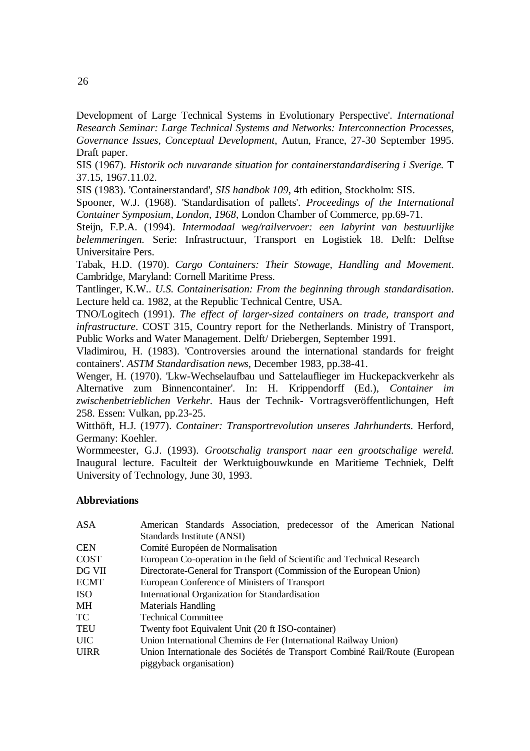Development of Large Technical Systems in Evolutionary Perspective'. *International Research Seminar: Large Technical Systems and Networks: Interconnection Processes, Governance Issues, Conceptual Development*, Autun, France, 27-30 September 1995. Draft paper.

SIS (1967). *Historik och nuvarande situation for containerstandardisering i Sverige.* T 37.15, 1967.11.02.

SIS (1983). 'Containerstandard', *SIS handbok 109*, 4th edition, Stockholm: SIS.

Spooner, W.J. (1968). 'Standardisation of pallets'. *Proceedings of the International Container Symposium, London, 1968*, London Chamber of Commerce, pp.69-71.

Steijn, F.P.A. (1994). *Intermodaal weg/railvervoer: een labyrint van bestuurlijke belemmeringen.* Serie: Infrastructuur, Transport en Logistiek 18. Delft: Delftse Universitaire Pers.

Tabak, H.D. (1970). *Cargo Containers: Their Stowage, Handling and Movement*. Cambridge, Maryland: Cornell Maritime Press.

Tantlinger, K.W.. *U.S. Containerisation: From the beginning through standardisation*. Lecture held ca. 1982, at the Republic Technical Centre, USA.

TNO/Logitech (1991). *The effect of larger-sized containers on trade, transport and infrastructure*. COST 315, Country report for the Netherlands. Ministry of Transport, Public Works and Water Management. Delft/ Driebergen, September 1991.

Vladimirou, H. (1983). 'Controversies around the international standards for freight containers'. *ASTM Standardisation news*, December 1983, pp.38-41.

Wenger, H. (1970). 'Lkw-Wechselaufbau und Sattelauflieger im Huckepackverkehr als Alternative zum Binnencontainer'. In: H. Krippendorff (Ed.), *Container im zwischenbetrieblichen Verkehr.* Haus der Technik- Vortragsveröffentlichungen, Heft 258. Essen: Vulkan, pp.23-25.

Witthöft, H.J. (1977). *Container: Transportrevolution unseres Jahrhunderts.* Herford, Germany: Koehler.

Wormmeester, G.J. (1993). *Grootschalig transport naar een grootschalige wereld.* Inaugural lecture. Faculteit der Werktuigbouwkunde en Maritieme Techniek, Delft University of Technology, June 30, 1993.

**Abbreviations**

| | |
|---|---|
| ASA | American Standards Association, predecessor of the American National Standards Institute (ANSI) |
| CEN | Comité Europée(e)n de Normalisation |
| COST | European Co-operation in the field of Scientific and Technical Research |
| DG VII | Directorate-General for Transport (Commission of the European Union) |
| ECMT | European Conference of Ministers of Transport |
| ISO | International Organization for Standardisation |
| MH | Materials Handling |
| TC | Technical Committee |
| TEU | Twenty foot Equivalent Unit (20 ft ISO-container) |
| UIC | Union International Chemins de Fer (International Railway Union) |
| UIRR | Union Internationale des Sociétés de Transport Combiné Rail/Route (European piggyback organisation) |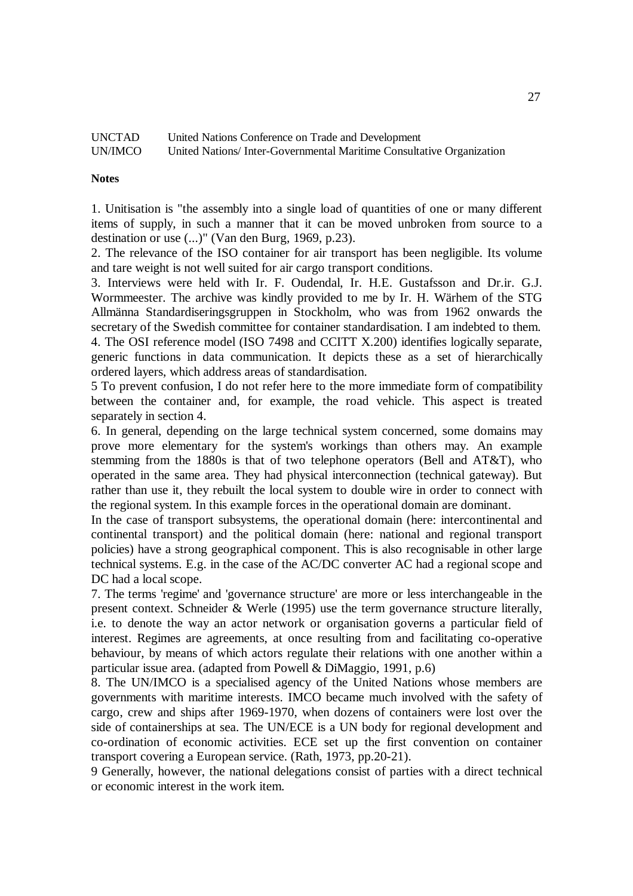| | |
|---|---|
| UNCTAD | United Nations Conference on Trade and Development |
| UN/IMCO | United Nations/ Inter-Governmental Maritime Consultative Organization |

**Notes**

1. Unitisation is "the assembly into a single load of quantities of one or many different items of supply, in such a manner that it can be moved unbroken from source to a destination or use (...)" (Van den Burg, 1969, p.23).
2. The relevance of the ISO container for air transport has been negligible. Its volume and tare weight is not well suited for air cargo transport conditions.
3. Interviews were held with Ir. F. Oudendal, Ir. H.E. Gustafsson and Dr.ir. G.J. Wormmeester. The archive was kindly provided to me by Ir. H. Wärhem of the STG Allmänna Standardiseringsgruppen in Stockholm, who was from 1962 onwards the secretary of the Swedish committee for container standardisation. I am indebted to them.
4. The OSI reference model (ISO 7498 and CCITT X.200) identifies logically separate, generic functions in data communication. It depicts these as a set of hierarchically ordered layers, which address areas of standardisation.
5 To prevent confusion, I do not refer here to the more immediate form of compatibility between the container and, for example, the road vehicle. This aspect is treated separately in section 4.
6. In general, depending on the large technical system concerned, some domains may prove more elementary for the system's workings than others may. An example stemming from the 1880s is that of two telephone operators (Bell and AT&T), who operated in the same area. They had physical interconnection (technical gateway). But rather than use it, they rebuilt the local system to double wire in order to connect with the regional system. In this example forces in the operational domain are dominant.
In the case of transport subsystems, the operational domain (here: intercontinental and continental transport) and the political domain (here: national and regional transport policies) have a strong geographical component. This is also recognisable in other large technical systems. E.g. in the case of the AC/DC converter AC had a regional scope and DC had a local scope.
7. The terms 'regime' and 'governance structure' are more or less interchangeable in the present context. Schneider & Werle (1995) use the term governance structure literally, i.e. to denote the way an actor network or organisation governs a particular field of interest. Regimes are agreements, at once resulting from and facilitating co-operative behaviour, by means of which actors regulate their relations with one another within a particular issue area. (adapted from Powell & DiMaggio, 1991, p.6)
8. The UN/IMCO is a specialised agency of the United Nations whose members are governments with maritime interests. IMCO became much involved with the safety of cargo, crew and ships after 1969-1970, when dozens of containers were lost over the side of containerships at sea. The UN/ECE is a UN body for regional development and co-ordination of economic activities. ECE set up the first convention on container transport covering a European service. (Rath, 1973, pp.20-21).
9 Generally, however, the national delegations consist of parties with a direct technical or economic interest in the work item.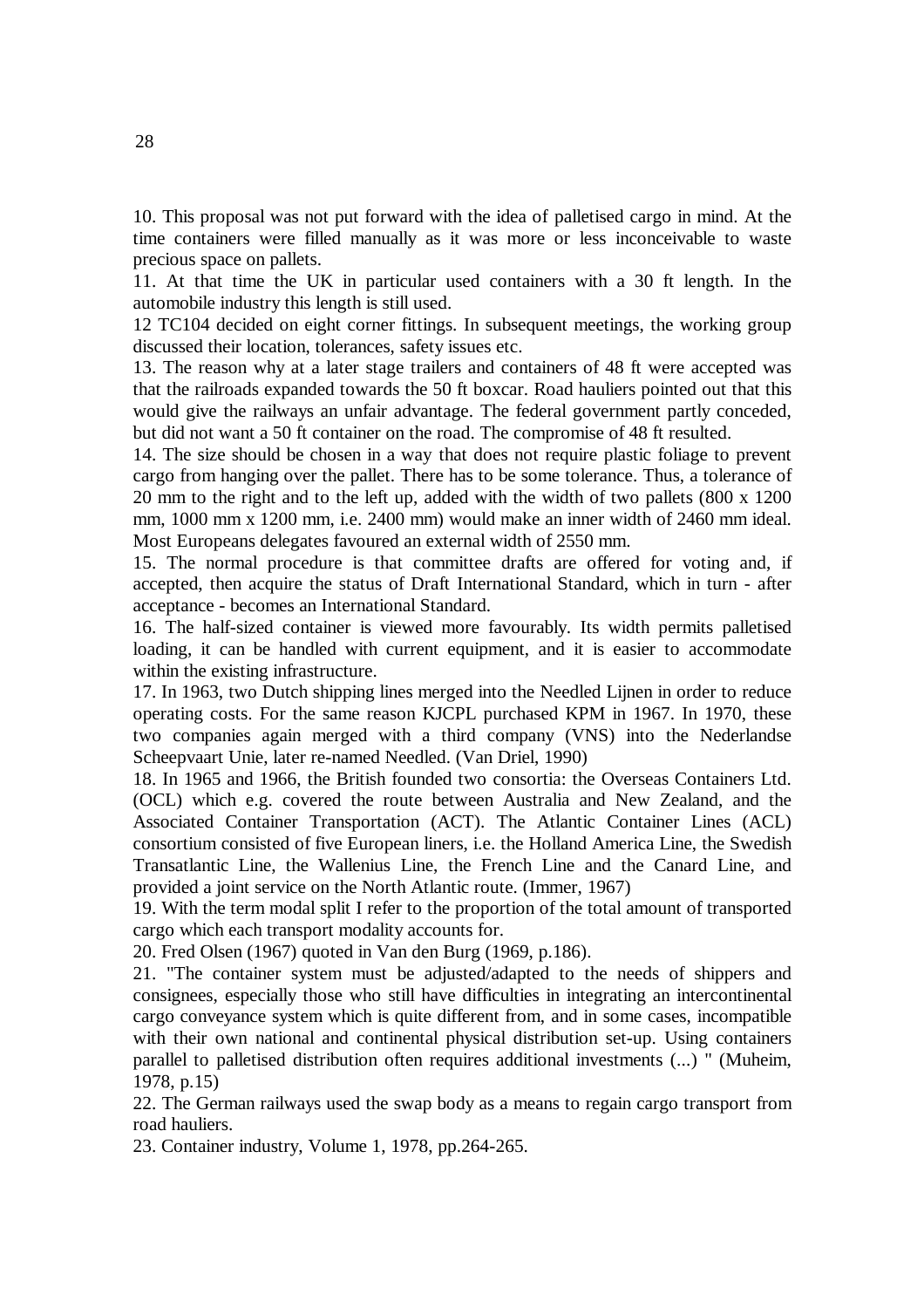10. This proposal was not put forward with the idea of palletised cargo in mind. At the time containers were filled manually as it was more or less inconceivable to waste precious space on pallets.

11. At that time the UK in particular used containers with a 30 ft length. In the automobile industry this length is still used.

12 TC104 decided on eight corner fittings. In subsequent meetings, the working group discussed their location, tolerances, safety issues etc.

13. The reason why at a later stage trailers and containers of 48 ft were accepted was that the railroads expanded towards the 50 ft boxcar. Road hauliers pointed out that this would give the railways an unfair advantage. The federal government partly conceded, but did not want a 50 ft container on the road. The compromise of 48 ft resulted.

14. The size should be chosen in a way that does not require plastic foliage to prevent cargo from hanging over the pallet. There has to be some tolerance. Thus, a tolerance of 20 mm to the right and to the left up, added with the width of two pallets (800 x 1200 mm, 1000 mm x 1200 mm, i.e. 2400 mm) would make an inner width of 2460 mm ideal. Most Europeans delegates favoured an external width of 2550 mm.

15. The normal procedure is that committee drafts are offered for voting and, if accepted, then acquire the status of Draft International Standard, which in turn - after acceptance - becomes an International Standard.

16. The half-sized container is viewed more favourably. Its width permits palletised loading, it can be handled with current equipment, and it is easier to accommodate within the existing infrastructure.

17. In 1963, two Dutch shipping lines merged into the Needled Lijnen in order to reduce operating costs. For the same reason KJCPL purchased KPM in 1967. In 1970, these two companies again merged with a third company (VNS) into the Nederlandse Scheepvaart Unie, later re-named Needled. (Van Driel, 1990)

18. In 1965 and 1966, the British founded two consortia: the Overseas Containers Ltd. (OCL) which e.g. covered the route between Australia and New Zealand, and the Associated Container Transportation (ACT). The Atlantic Container Lines (ACL) consortium consisted of five European liners, i.e. the Holland America Line, the Swedish Transatlantic Line, the Wallenius Line, the French Line and the Canard Line, and provided a joint service on the North Atlantic route. (Immer, 1967)

19. With the term modal split I refer to the proportion of the total amount of transported cargo which each transport modality accounts for.

20. Fred Olsen (1967) quoted in Van den Burg (1969, p.186).

21. "The container system must be adjusted/adapted to the needs of shippers and consignees, especially those who still have difficulties in integrating an intercontinental cargo conveyance system which is quite different from, and in some cases, incompatible with their own national and continental physical distribution set-up. Using containers parallel to palletised distribution often requires additional investments (...) " (Muheim, 1978, p.15)

22. The German railways used the swap body as a means to regain cargo transport from road hauliers.

23. Container industry, Volume 1, 1978, pp.264-265.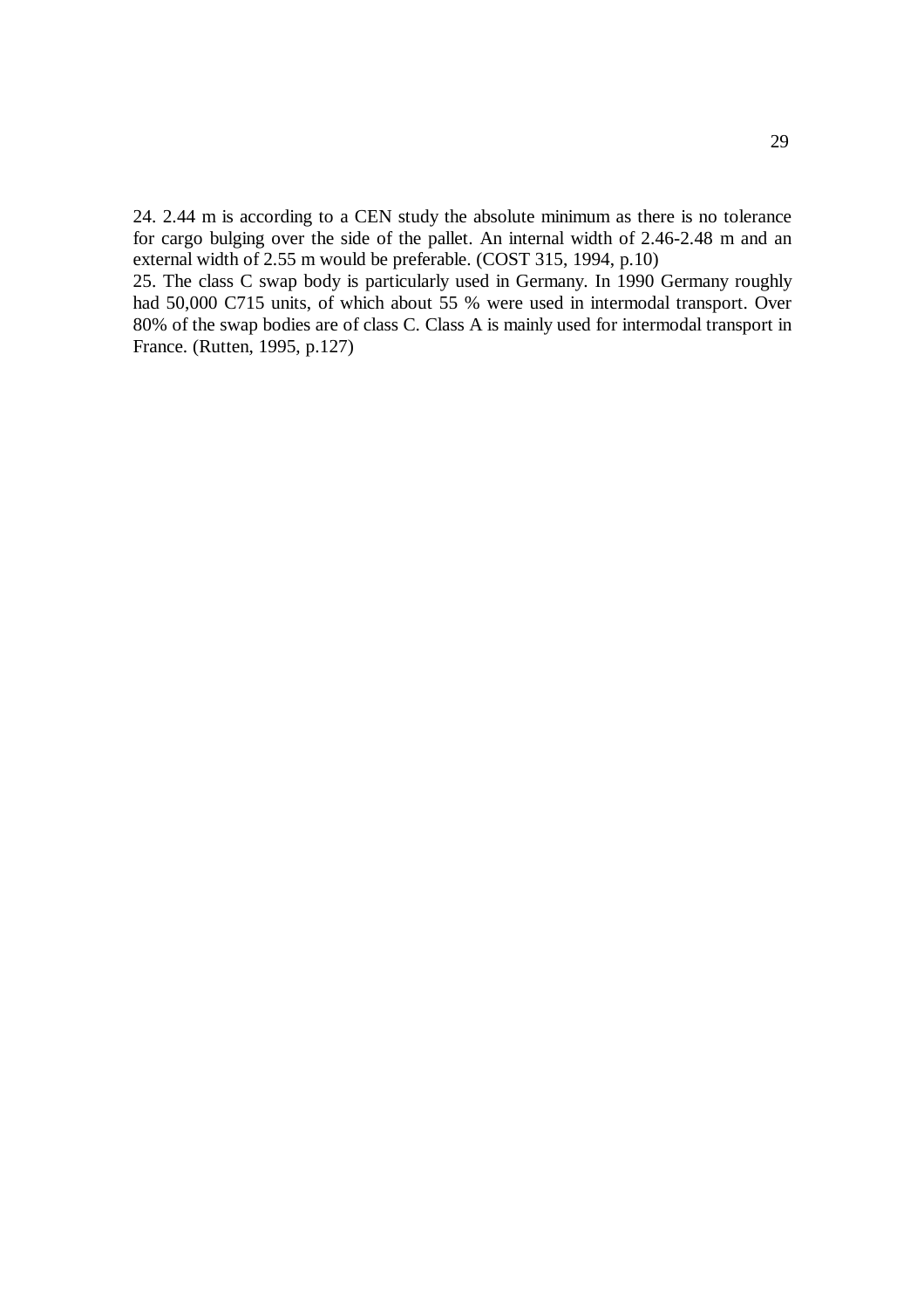24. 2.44 m is according to a CEN study the absolute minimum as there is no tolerance for cargo bulging over the side of the pallet. An internal width of 2.46-2.48 m and an external width of 2.55 m would be preferable. (COST 315, 1994, p.10)

25. The class C swap body is particularly used in Germany. In 1990 Germany roughly had 50,000 C715 units, of which about 55 % were used in intermodal transport. Over 80% of the swap bodies are of class C. Class A is mainly used for intermodal transport in France. (Rutten, 1995, p.127)